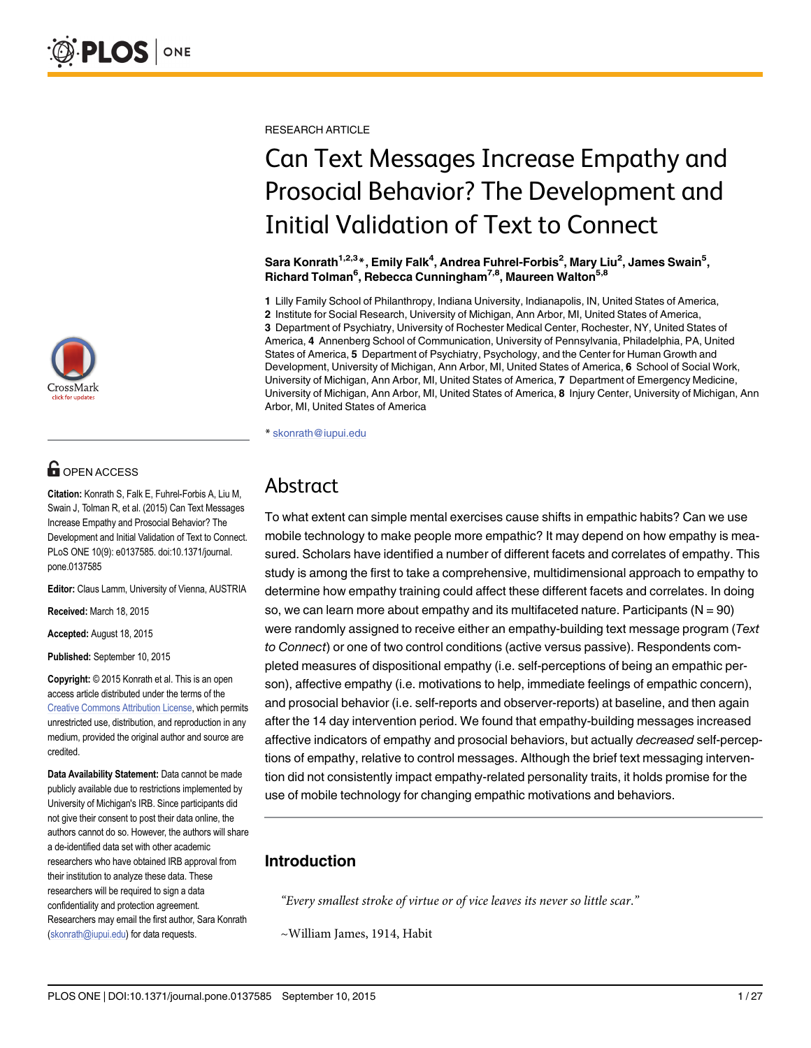RESEARCH ARTICLE

# Can Text Messages Increase Empathy and Prosocial Behavior? The Development and Initial Validation of Text to Connect

**Sara Konrath[1,2,3]\*, Emily Falk[4], Andrea Fuhrel-Forbis[2], Mary Liu[2], James Swain[5], Richard Tolman[6], Rebecca Cunningham[7,8], Maureen Walton[5,8]**

**1** Lilly Family School of Philanthropy, Indiana University, Indianapolis, IN, United States of America, **2** Institute for Social Research, University of Michigan, Ann Arbor, MI, United States of America, **3** Department of Psychiatry, University of Rochester Medical Center, Rochester, NY, United States of America, **4** Annenberg School of Communication, University of Pennsylvania, Philadelphia, PA, United States of America, **5** Department of Psychiatry, Psychology, and the Center for Human Growth and Development, University of Michigan, Ann Arbor, MI, United States of America, **6** School of Social Work, University of Michigan, Ann Arbor, MI, United States of America, **7** Department of Emergency Medicine, University of Michigan, Ann Arbor, MI, United States of America, **8** Injury Center, University of Michigan, Ann Arbor, MI, United States of America

\* skonrath@iupui.edu

OPEN ACCESS

**Citation:** Konrath S, Falk E, Fuhrel-Forbis A, Liu M, Swain J, Tolman R, et al. (2015) Can Text Messages Increase Empathy and Prosocial Behavior? The Development and Initial Validation of Text to Connect. PLoS ONE 10(9): e0137585. doi:10.1371/journal.pone.0137585

**Editor:** Claus Lamm, University of Vienna, AUSTRIA

**Received:** March 18, 2015

**Accepted:** August 18, 2015

**Published:** September 10, 2015

**Copyright:** © 2015 Konrath et al. This is an open access article distributed under the terms of the Creative Commons Attribution License, which permits unrestricted use, distribution, and reproduction in any medium, provided the original author and source are credited.

**Data Availability Statement:** Data cannot be made publicly available due to restrictions implemented by University of Michigan's IRB. Since participants did not give their consent to post their data online, the authors cannot do so. However, the authors will share a de-identified data set with other academic researchers who have obtained IRB approval from their institution to analyze these data. These researchers will be required to sign a data confidentiality and protection agreement. Researchers may email the first author, Sara Konrath (skonrath@iupui.edu) for data requests.

## Abstract

To what extent can simple mental exercises cause shifts in empathic habits? Can we use mobile technology to make people more empathic? It may depend on how empathy is measured. Scholars have identified a number of different facets and correlates of empathy. This study is among the first to take a comprehensive, multidimensional approach to empathy to determine how empathy training could affect these different facets and correlates. In doing so, we can learn more about empathy and its multifaceted nature. Participants (N = 90) were randomly assigned to receive either an empathy-building text message program (*Text to Connect*) or one of two control conditions (active versus passive). Respondents completed measures of dispositional empathy (i.e. self-perceptions of being an empathic person), affective empathy (i.e. motivations to help, immediate feelings of empathic concern), and prosocial behavior (i.e. self-reports and observer-reports) at baseline, and then again after the 14 day intervention period. We found that empathy-building messages increased affective indicators of empathy and prosocial behaviors, but actually *decreased* self-perceptions of empathy, relative to control messages. Although the brief text messaging intervention did not consistently impact empathy-related personality traits, it holds promise for the use of mobile technology for changing empathic motivations and behaviors.

## Introduction

*"Every smallest stroke of virtue or of vice leaves its never so little scar."*

~William James, 1914, Habit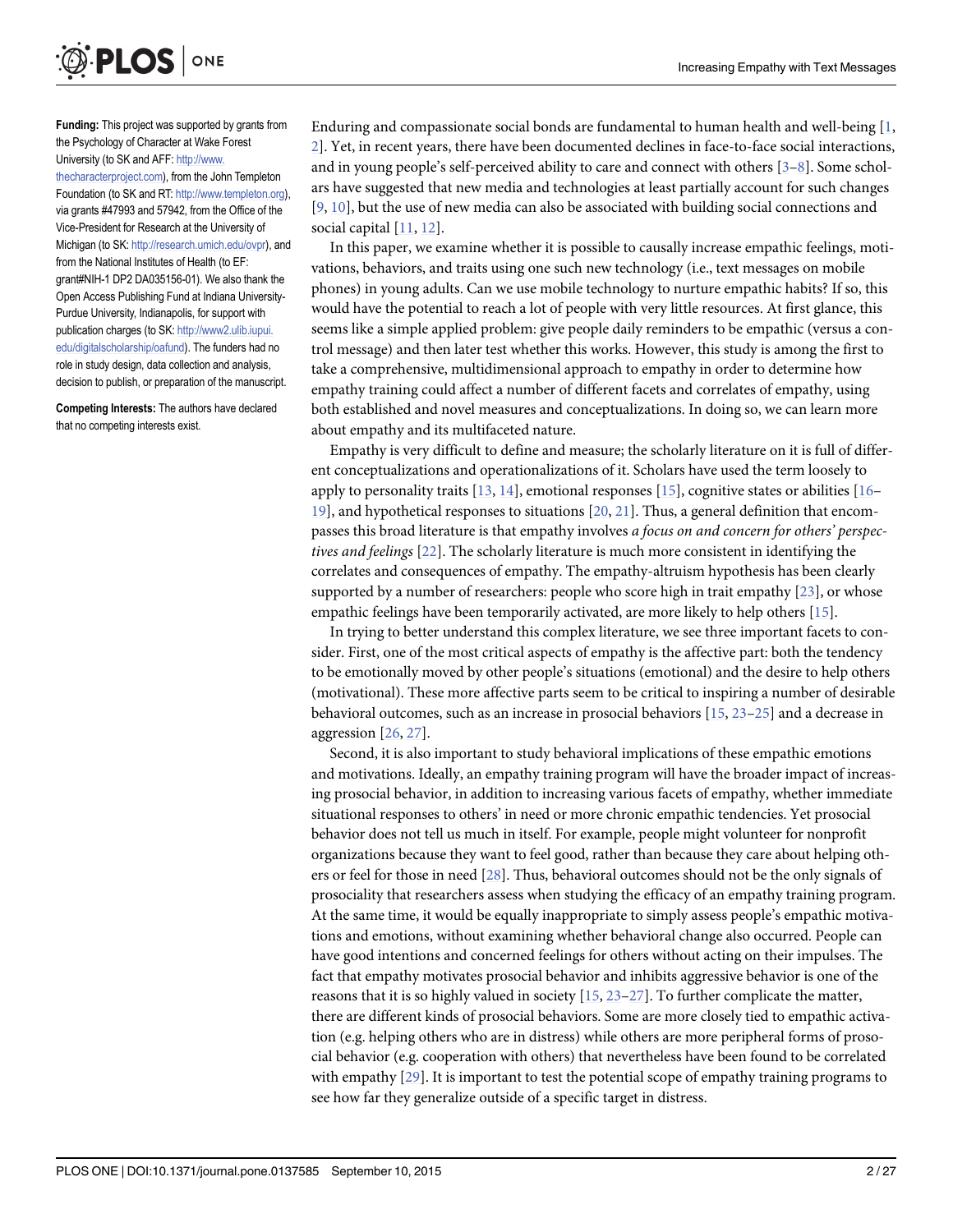**Funding:** This project was supported by grants from the Psychology of Character at Wake Forest University (to SK and AFF: http://www.thecharacterproject.com), from the John Templeton Foundation (to SK and RT: http://www.templeton.org), via grants #47993 and 57942, from the Office of the Vice-President for Research at the University of Michigan (to SK: http://research.umich.edu/ovpr), and from the National Institutes of Health (to EF: grant#NIH-1 DP2 DA035156-01). We also thank the Open Access Publishing Fund at Indiana University-Purdue University, Indianapolis, for support with publication charges (to SK: http://www2.ulib.iupui.edu/digitalscholarship/oafund). The funders had no role in study design, data collection and analysis, decision to publish, or preparation of the manuscript.

**Competing Interests:** The authors have declared that no competing interests exist.

Enduring and compassionate social bonds are fundamental to human health and well-being [1, 2]. Yet, in recent years, there have been documented declines in face-to-face social interactions, and in young people's self-perceived ability to care and connect with others [3–8]. Some scholars have suggested that new media and technologies at least partially account for such changes [9, 10], but the use of new media can also be associated with building social connections and social capital [11, 12].

In this paper, we examine whether it is possible to causally increase empathic feelings, motivations, behaviors, and traits using one such new technology (i.e., text messages on mobile phones) in young adults. Can we use mobile technology to nurture empathic habits? If so, this would have the potential to reach a lot of people with very little resources. At first glance, this seems like a simple applied problem: give people daily reminders to be empathic (versus a control message) and then later test whether this works. However, this study is among the first to take a comprehensive, multidimensional approach to empathy in order to determine how empathy training could affect a number of different facets and correlates of empathy, using both established and novel measures and conceptualizations. In doing so, we can learn more about empathy and its multifaceted nature.

Empathy is very difficult to define and measure; the scholarly literature on it is full of different conceptualizations and operationalizations of it. Scholars have used the term loosely to apply to personality traits [13, 14], emotional responses [15], cognitive states or abilities [16–19], and hypothetical responses to situations [20, 21]. Thus, a general definition that encompasses this broad literature is that empathy involves *a focus on and concern for others' perspectives and feelings* [22]. The scholarly literature is much more consistent in identifying the correlates and consequences of empathy. The empathy-altruism hypothesis has been clearly supported by a number of researchers: people who score high in trait empathy [23], or whose empathic feelings have been temporarily activated, are more likely to help others [15].

In trying to better understand this complex literature, we see three important facets to consider. First, one of the most critical aspects of empathy is the affective part: both the tendency to be emotionally moved by other people's situations (emotional) and the desire to help others (motivational). These more affective parts seem to be critical to inspiring a number of desirable behavioral outcomes, such as an increase in prosocial behaviors [15, 23–25] and a decrease in aggression [26, 27].

Second, it is also important to study behavioral implications of these empathic emotions and motivations. Ideally, an empathy training program will have the broader impact of increasing prosocial behavior, in addition to increasing various facets of empathy, whether immediate situational responses to others' in need or more chronic empathic tendencies. Yet prosocial behavior does not tell us much in itself. For example, people might volunteer for nonprofit organizations because they want to feel good, rather than because they care about helping others or feel for those in need [28]. Thus, behavioral outcomes should not be the only signals of prosociality that researchers assess when studying the efficacy of an empathy training program. At the same time, it would be equally inappropriate to simply assess people's empathic motivations and emotions, without examining whether behavioral change also occurred. People can have good intentions and concerned feelings for others without acting on their impulses. The fact that empathy motivates prosocial behavior and inhibits aggressive behavior is one of the reasons that it is so highly valued in society [15, 23–27]. To further complicate the matter, there are different kinds of prosocial behaviors. Some are more closely tied to empathic activation (e.g. helping others who are in distress) while others are more peripheral forms of prosocial behavior (e.g. cooperation with others) that nevertheless have been found to be correlated with empathy [29]. It is important to test the potential scope of empathy training programs to see how far they generalize outside of a specific target in distress.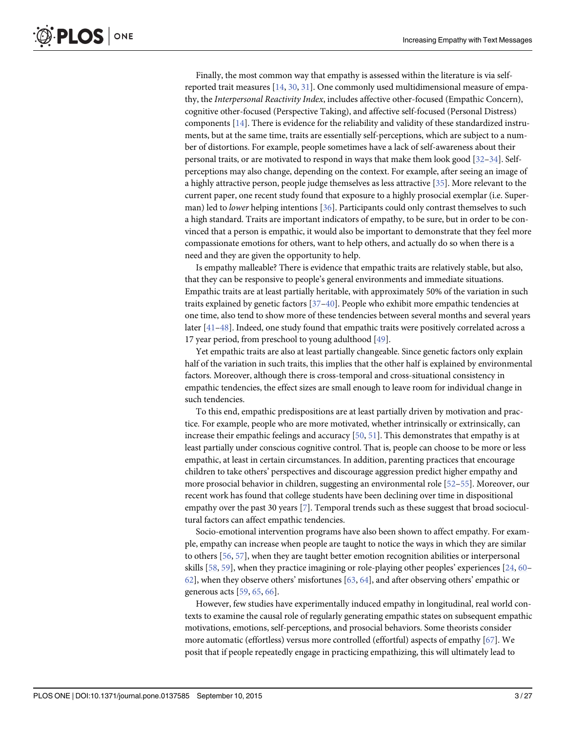Finally, the most common way that empathy is assessed within the literature is via self-reported trait measures [14, 30, 31]. One commonly used multidimensional measure of empathy, the *Interpersonal Reactivity Index*, includes affective other-focused (Empathic Concern), cognitive other-focused (Perspective Taking), and affective self-focused (Personal Distress) components [14]. There is evidence for the reliability and validity of these standardized instruments, but at the same time, traits are essentially self-perceptions, which are subject to a number of distortions. For example, people sometimes have a lack of self-awareness about their personal traits, or are motivated to respond in ways that make them look good [32–34]. Self-perceptions may also change, depending on the context. For example, after seeing an image of a highly attractive person, people judge themselves as less attractive [35]. More relevant to the current paper, one recent study found that exposure to a highly prosocial exemplar (i.e. Superman) led to *lower* helping intentions [36]. Participants could only contrast themselves to such a high standard. Traits are important indicators of empathy, to be sure, but in order to be convinced that a person is empathic, it would also be important to demonstrate that they feel more compassionate emotions for others, want to help others, and actually do so when there is a need and they are given the opportunity to help.

Is empathy malleable? There is evidence that empathic traits are relatively stable, but also, that they can be responsive to people's general environments and immediate situations. Empathic traits are at least partially heritable, with approximately 50% of the variation in such traits explained by genetic factors [37–40]. People who exhibit more empathic tendencies at one time, also tend to show more of these tendencies between several months and several years later [41–48]. Indeed, one study found that empathic traits were positively correlated across a 17 year period, from preschool to young adulthood [49].

Yet empathic traits are also at least partially changeable. Since genetic factors only explain half of the variation in such traits, this implies that the other half is explained by environmental factors. Moreover, although there is cross-temporal and cross-situational consistency in empathic tendencies, the effect sizes are small enough to leave room for individual change in such tendencies.

To this end, empathic predispositions are at least partially driven by motivation and practice. For example, people who are more motivated, whether intrinsically or extrinsically, can increase their empathic feelings and accuracy [50, 51]. This demonstrates that empathy is at least partially under conscious cognitive control. That is, people can choose to be more or less empathic, at least in certain circumstances. In addition, parenting practices that encourage children to take others' perspectives and discourage aggression predict higher empathy and more prosocial behavior in children, suggesting an environmental role [52–55]. Moreover, our recent work has found that college students have been declining over time in dispositional empathy over the past 30 years [7]. Temporal trends such as these suggest that broad sociocultural factors can affect empathic tendencies.

Socio-emotional intervention programs have also been shown to affect empathy. For example, empathy can increase when people are taught to notice the ways in which they are similar to others [56, 57], when they are taught better emotion recognition abilities or interpersonal skills [58, 59], when they practice imagining or role-playing other peoples' experiences [24, 60–62], when they observe others' misfortunes [63, 64], and after observing others' empathic or generous acts [59, 65, 66].

However, few studies have experimentally induced empathy in longitudinal, real world contexts to examine the causal role of regularly generating empathic states on subsequent empathic motivations, emotions, self-perceptions, and prosocial behaviors. Some theorists consider more automatic (effortless) versus more controlled (effortful) aspects of empathy [67]. We posit that if people repeatedly engage in practicing empathizing, this will ultimately lead to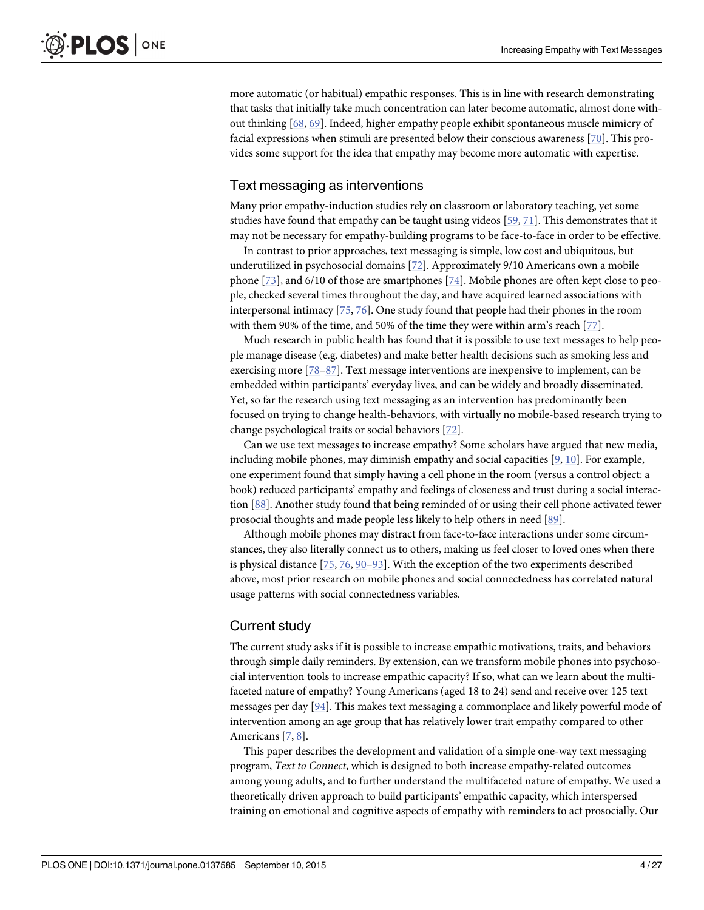more automatic (or habitual) empathic responses. This is in line with research demonstrating that tasks that initially take much concentration can later become automatic, almost done without thinking [68, 69]. Indeed, higher empathy people exhibit spontaneous muscle mimicry of facial expressions when stimuli are presented below their conscious awareness [70]. This provides some support for the idea that empathy may become more automatic with expertise.

## Text messaging as interventions

Many prior empathy-induction studies rely on classroom or laboratory teaching, yet some studies have found that empathy can be taught using videos [59, 71]. This demonstrates that it may not be necessary for empathy-building programs to be face-to-face in order to be effective.

In contrast to prior approaches, text messaging is simple, low cost and ubiquitous, but underutilized in psychosocial domains [72]. Approximately 9/10 Americans own a mobile phone [73], and 6/10 of those are smartphones [74]. Mobile phones are often kept close to people, checked several times throughout the day, and have acquired learned associations with interpersonal intimacy [75, 76]. One study found that people had their phones in the room with them 90% of the time, and 50% of the time they were within arm's reach [77].

Much research in public health has found that it is possible to use text messages to help people manage disease (e.g. diabetes) and make better health decisions such as smoking less and exercising more [78–87]. Text message interventions are inexpensive to implement, can be embedded within participants' everyday lives, and can be widely and broadly disseminated. Yet, so far the research using text messaging as an intervention has predominantly been focused on trying to change health-behaviors, with virtually no mobile-based research trying to change psychological traits or social behaviors [72].

Can we use text messages to increase empathy? Some scholars have argued that new media, including mobile phones, may diminish empathy and social capacities [9, 10]. For example, one experiment found that simply having a cell phone in the room (versus a control object: a book) reduced participants' empathy and feelings of closeness and trust during a social interaction [88]. Another study found that being reminded of or using their cell phone activated fewer prosocial thoughts and made people less likely to help others in need [89].

Although mobile phones may distract from face-to-face interactions under some circumstances, they also literally connect us to others, making us feel closer to loved ones when there is physical distance [75, 76, 90–93]. With the exception of the two experiments described above, most prior research on mobile phones and social connectedness has correlated natural usage patterns with social connectedness variables.

## Current study

The current study asks if it is possible to increase empathic motivations, traits, and behaviors through simple daily reminders. By extension, can we transform mobile phones into psychosocial intervention tools to increase empathic capacity? If so, what can we learn about the multifaceted nature of empathy? Young Americans (aged 18 to 24) send and receive over 125 text messages per day [94]. This makes text messaging a commonplace and likely powerful mode of intervention among an age group that has relatively lower trait empathy compared to other Americans [7, 8].

This paper describes the development and validation of a simple one-way text messaging program, *Text to Connect*, which is designed to both increase empathy-related outcomes among young adults, and to further understand the multifaceted nature of empathy. We used a theoretically driven approach to build participants' empathic capacity, which interspersed training on emotional and cognitive aspects of empathy with reminders to act prosocially. Our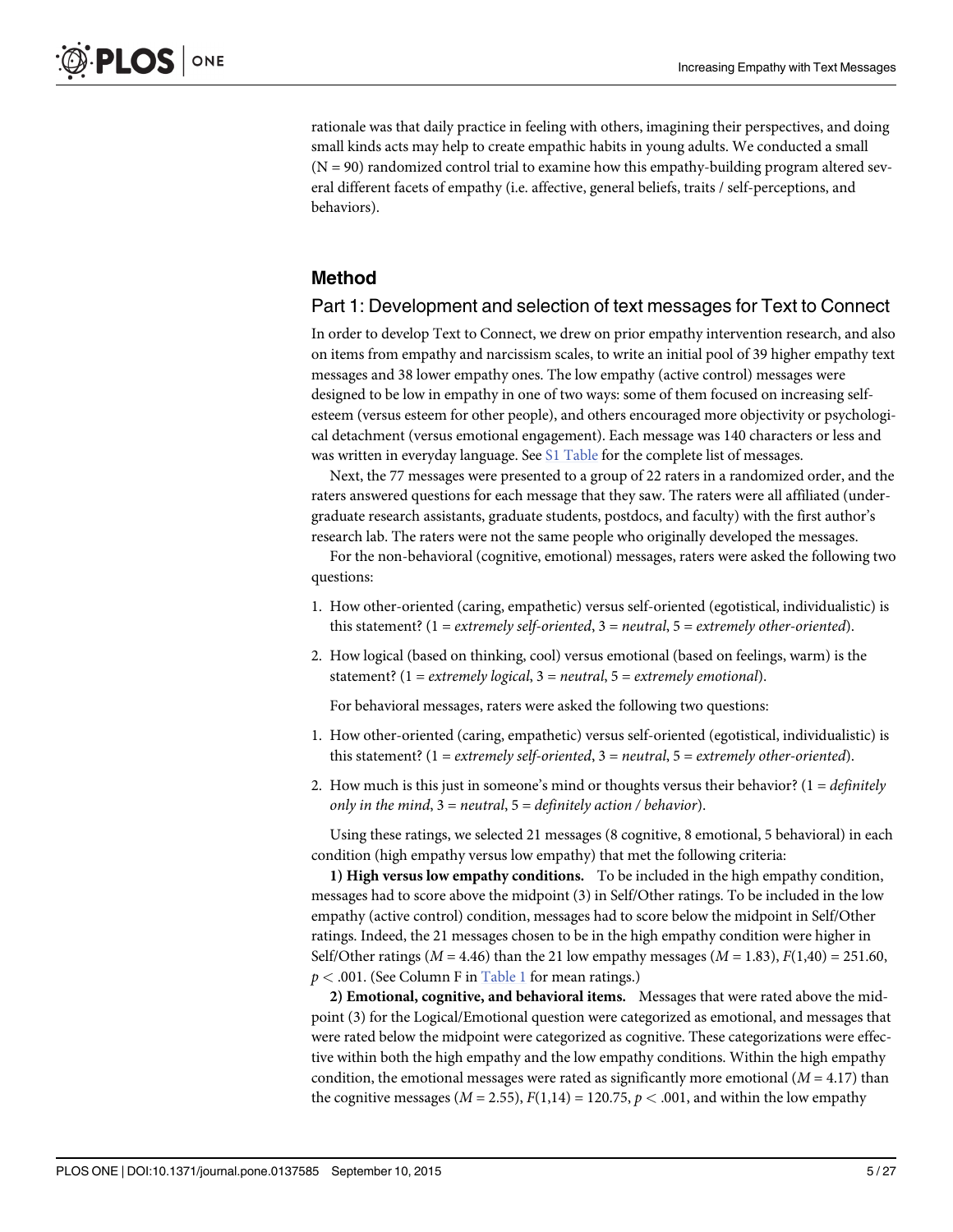rationale was that daily practice in feeling with others, imagining their perspectives, and doing small kinds acts may help to create empathic habits in young adults. We conducted a small (N = 90) randomized control trial to examine how this empathy-building program altered several different facets of empathy (i.e. affective, general beliefs, traits / self-perceptions, and behaviors).

## Method

### Part 1: Development and selection of text messages for Text to Connect

In order to develop Text to Connect, we drew on prior empathy intervention research, and also on items from empathy and narcissism scales, to write an initial pool of 39 higher empathy text messages and 38 lower empathy ones. The low empathy (active control) messages were designed to be low in empathy in one of two ways: some of them focused on increasing self-esteem (versus esteem for other people), and others encouraged more objectivity or psychological detachment (versus emotional engagement). Each message was 140 characters or less and was written in everyday language. See S1 Table for the complete list of messages.

Next, the 77 messages were presented to a group of 22 raters in a randomized order, and the raters answered questions for each message that they saw. The raters were all affiliated (undergraduate research assistants, graduate students, postdocs, and faculty) with the first author's research lab. The raters were not the same people who originally developed the messages.

For the non-behavioral (cognitive, emotional) messages, raters were asked the following two questions:

1. How other-oriented (caring, empathetic) versus self-oriented (egotistical, individualistic) is this statement? (1 = *extremely self-oriented*, 3 = *neutral*, 5 = *extremely other-oriented*).
2. How logical (based on thinking, cool) versus emotional (based on feelings, warm) is the statement? (1 = *extremely logical*, 3 = *neutral*, 5 = *extremely emotional*).

For behavioral messages, raters were asked the following two questions:

1. How other-oriented (caring, empathetic) versus self-oriented (egotistical, individualistic) is this statement? (1 = *extremely self-oriented*, 3 = *neutral*, 5 = *extremely other-oriented*).
2. How much is this just in someone's mind or thoughts versus their behavior? (1 = *definitely only in the mind*, 3 = *neutral*, 5 = *definitely action / behavior*).

Using these ratings, we selected 21 messages (8 cognitive, 8 emotional, 5 behavioral) in each condition (high empathy versus low empathy) that met the following criteria:

**1) High versus low empathy conditions.** To be included in the high empathy condition, messages had to score above the midpoint (3) in Self/Other ratings. To be included in the low empathy (active control) condition, messages had to score below the midpoint in Self/Other ratings. Indeed, the 21 messages chosen to be in the high empathy condition were higher in Self/Other ratings ($M = 4.46$) than the 21 low empathy messages ($M = 1.83$), $F(1,40) = 251.60$, $p < .001$. (See Column F in Table 1 for mean ratings.)

**2) Emotional, cognitive, and behavioral items.** Messages that were rated above the midpoint (3) for the Logical/Emotional question were categorized as emotional, and messages that were rated below the midpoint were categorized as cognitive. These categorizations were effective within both the high empathy and the low empathy conditions. Within the high empathy condition, the emotional messages were rated as significantly more emotional ($M = 4.17$) than the cognitive messages ($M = 2.55$), $F(1,14) = 120.75$, $p < .001$, and within the low empathy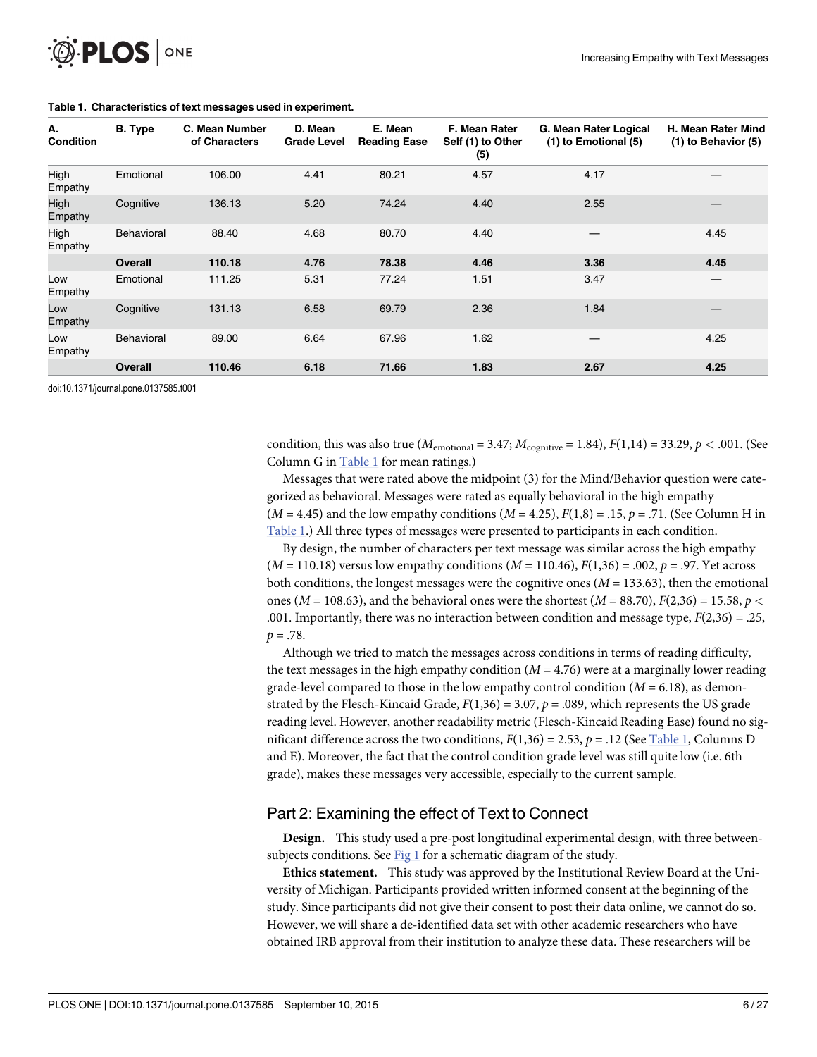**Table 1. Characteristics of text messages used in experiment.**

| A. Condition | B. Type | C. Mean Number of Characters | D. Mean Grade Level | E. Mean Reading Ease | F. Mean Rater Self (1) to Other (5) | G. Mean Rater Logical (1) to Emotional (5) | H. Mean Rater Mind (1) to Behavior (5) |
|---|---|---|---|---|---|---|---|
| High Empathy | Emotional | 106.00 | 4.41 | 80.21 | 4.57 | 4.17 | — |
| High Empathy | Cognitive | 136.13 | 5.20 | 74.24 | 4.40 | 2.55 | — |
| High Empathy | Behavioral | 88.40 | 4.68 | 80.70 | 4.40 | — | 4.45 |
| | **Overall** | **110.18** | **4.76** | **78.38** | **4.46** | **3.36** | **4.45** |
| Low Empathy | Emotional | 111.25 | 5.31 | 77.24 | 1.51 | 3.47 | — |
| Low Empathy | Cognitive | 131.13 | 6.58 | 69.79 | 2.36 | 1.84 | — |
| Low Empathy | Behavioral | 89.00 | 6.64 | 67.96 | 1.62 | — | 4.25 |
| | **Overall** | **110.46** | **6.18** | **71.66** | **1.83** | **2.67** | **4.25** |

doi:10.1371/journal.pone.0137585.t001

condition, this was also true ($M_{emotional} = 3.47$; $M_{cognitive} = 1.84$), $F(1,14) = 33.29$, $p < .001$. (See Column G in Table 1 for mean ratings.)

Messages that were rated above the midpoint (3) for the Mind/Behavior question were categorized as behavioral. Messages were rated as equally behavioral in the high empathy ($M = 4.45$) and the low empathy conditions ($M = 4.25$), $F(1,8) = .15$, $p = .71$. (See Column H in Table 1.) All three types of messages were presented to participants in each condition.

By design, the number of characters per text message was similar across the high empathy ($M = 110.18$) versus low empathy conditions ($M = 110.46$), $F(1,36) = .002$, $p = .97$. Yet across both conditions, the longest messages were the cognitive ones ($M = 133.63$), then the emotional ones ($M = 108.63$), and the behavioral ones were the shortest ($M = 88.70$), $F(2,36) = 15.58$, $p < .001$. Importantly, there was no interaction between condition and message type, $F(2,36) = .25$, $p = .78$.

Although we tried to match the messages across conditions in terms of reading difficulty, the text messages in the high empathy condition ($M = 4.76$) were at a marginally lower reading grade-level compared to those in the low empathy control condition ($M = 6.18$), as demonstrated by the Flesch-Kincaid Grade, $F(1,36) = 3.07$, $p = .089$, which represents the US grade reading level. However, another readability metric (Flesch-Kincaid Reading Ease) found no significant difference across the two conditions, $F(1,36) = 2.53$, $p = .12$ (See Table 1, Columns D and E). Moreover, the fact that the control condition grade level was still quite low (i.e. 6th grade), makes these messages very accessible, especially to the current sample.

## Part 2: Examining the effect of Text to Connect

**Design.** This study used a pre-post longitudinal experimental design, with three between-subjects conditions. See Fig 1 for a schematic diagram of the study.

**Ethics statement.** This study was approved by the Institutional Review Board at the University of Michigan. Participants provided written informed consent at the beginning of the study. Since participants did not give their consent to post their data online, we cannot do so. However, we will share a de-identified data set with other academic researchers who have obtained IRB approval from their institution to analyze these data. These researchers will be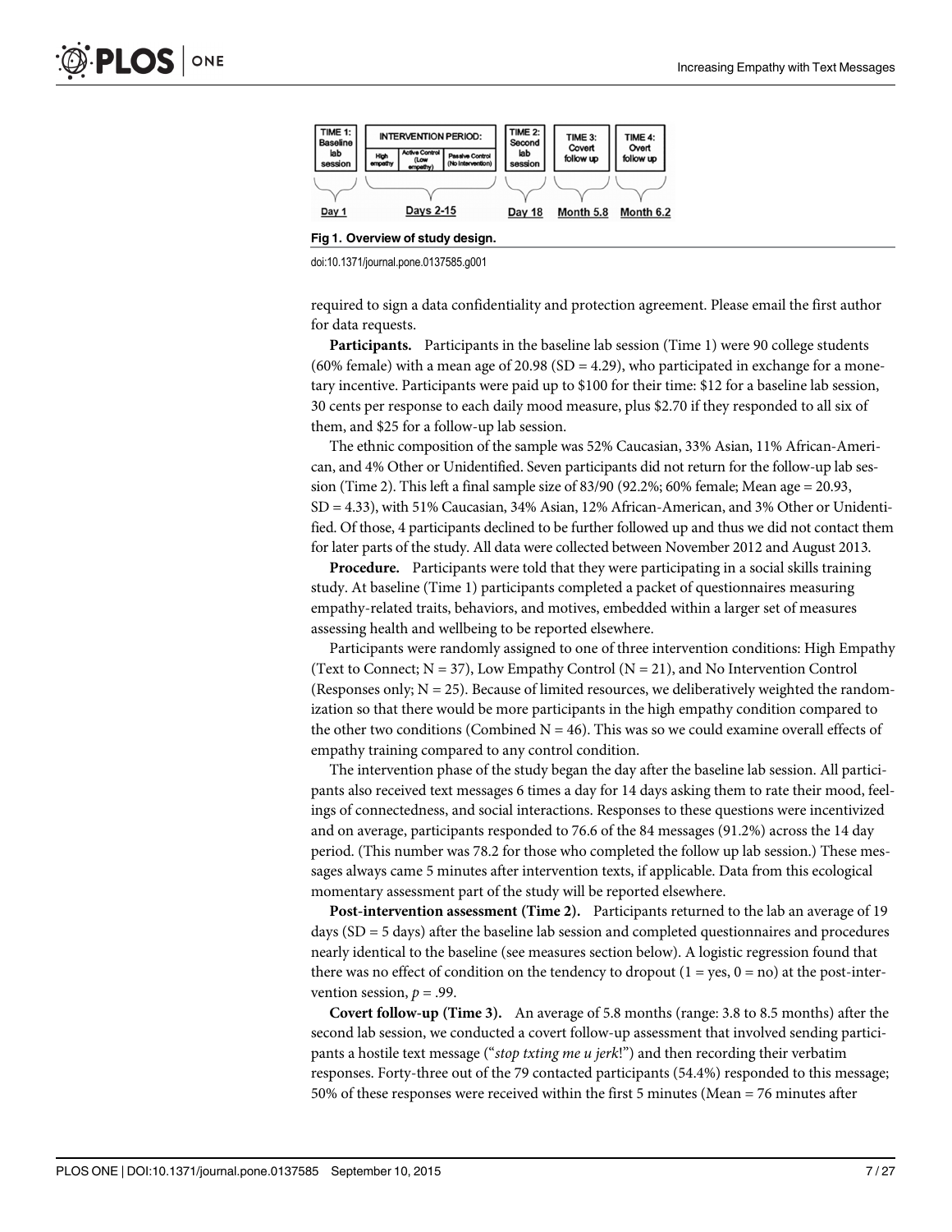Fig 1. Overview of study design.

doi:10.1371/journal.pone.0137585.g001

required to sign a data confidentiality and protection agreement. Please email the first author for data requests.

**Participants.** Participants in the baseline lab session (Time 1) were 90 college students (60% female) with a mean age of 20.98 (SD = 4.29), who participated in exchange for a monetary incentive. Participants were paid up to $100 for their time: $12 for a baseline lab session, 30 cents per response to each daily mood measure, plus $2.70 if they responded to all six of them, and $25 for a follow-up lab session.

The ethnic composition of the sample was 52% Caucasian, 33% Asian, 11% African-American, and 4% Other or Unidentified. Seven participants did not return for the follow-up lab session (Time 2). This left a final sample size of 83/90 (92.2%; 60% female; Mean age = 20.93, SD = 4.33), with 51% Caucasian, 34% Asian, 12% African-American, and 3% Other or Unidentified. Of those, 4 participants declined to be further followed up and thus we did not contact them for later parts of the study. All data were collected between November 2012 and August 2013.

**Procedure.** Participants were told that they were participating in a social skills training study. At baseline (Time 1) participants completed a packet of questionnaires measuring empathy-related traits, behaviors, and motives, embedded within a larger set of measures assessing health and wellbeing to be reported elsewhere.

Participants were randomly assigned to one of three intervention conditions: High Empathy (Text to Connect; N = 37), Low Empathy Control (N = 21), and No Intervention Control (Responses only; N = 25). Because of limited resources, we deliberatively weighted the randomization so that there would be more participants in the high empathy condition compared to the other two conditions (Combined N = 46). This was so we could examine overall effects of empathy training compared to any control condition.

The intervention phase of the study began the day after the baseline lab session. All participants also received text messages 6 times a day for 14 days asking them to rate their mood, feelings of connectedness, and social interactions. Responses to these questions were incentivized and on average, participants responded to 76.6 of the 84 messages (91.2%) across the 14 day period. (This number was 78.2 for those who completed the follow up lab session.) These messages always came 5 minutes after intervention texts, if applicable. Data from this ecological momentary assessment part of the study will be reported elsewhere.

**Post-intervention assessment (Time 2).** Participants returned to the lab an average of 19 days (SD = 5 days) after the baseline lab session and completed questionnaires and procedures nearly identical to the baseline (see measures section below). A logistic regression found that there was no effect of condition on the tendency to dropout (1 = yes, 0 = no) at the post-intervention session, $p = .99$.

**Covert follow-up (Time 3).** An average of 5.8 months (range: 3.8 to 8.5 months) after the second lab session, we conducted a covert follow-up assessment that involved sending participants a hostile text message ("*stop txting me u jerk*!") and then recording their verbatim responses. Forty-three out of the 79 contacted participants (54.4%) responded to this message; 50% of these responses were received within the first 5 minutes (Mean = 76 minutes after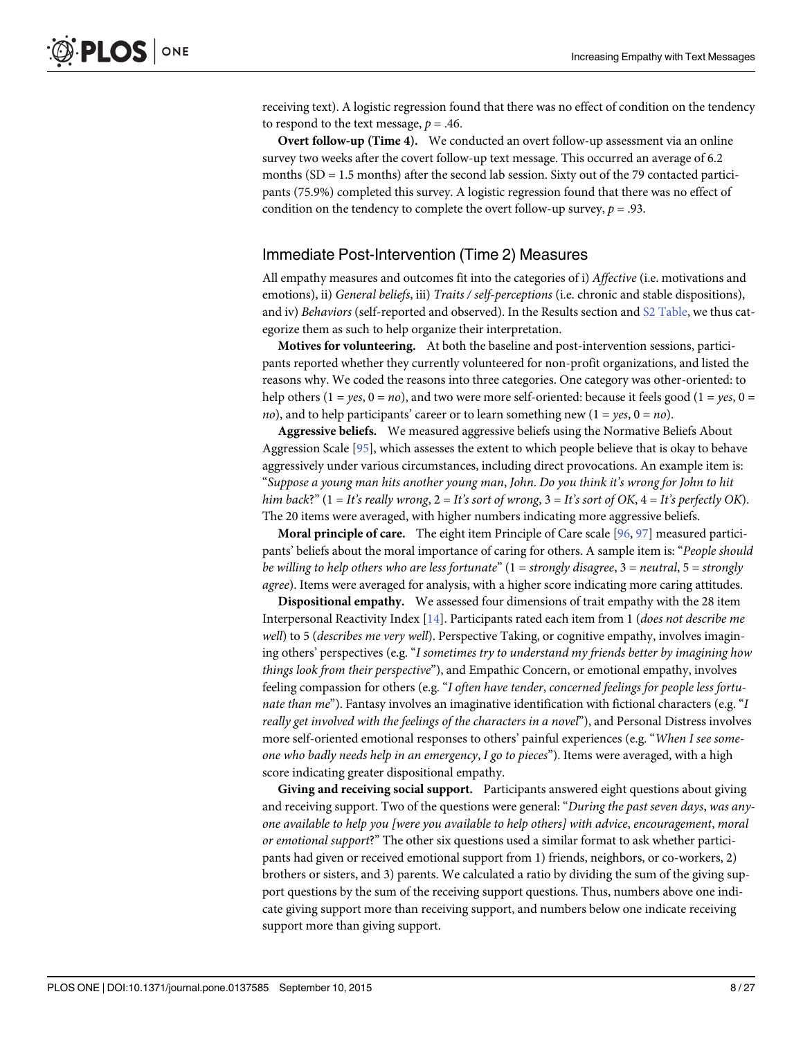receiving text). A logistic regression found that there was no effect of condition on the tendency to respond to the text message, $p = .46$.

**Overt follow-up (Time 4).** We conducted an overt follow-up assessment via an online survey two weeks after the covert follow-up text message. This occurred an average of 6.2 months (SD = 1.5 months) after the second lab session. Sixty out of the 79 contacted participants (75.9%) completed this survey. A logistic regression found that there was no effect of condition on the tendency to complete the overt follow-up survey, $p = .93$.

## Immediate Post-Intervention (Time 2) Measures

All empathy measures and outcomes fit into the categories of i) *Affective* (i.e. motivations and emotions), ii) *General beliefs*, iii) *Traits / self-perceptions* (i.e. chronic and stable dispositions), and iv) *Behaviors* (self-reported and observed). In the Results section and S2 Table, we thus categorize them as such to help organize their interpretation.

**Motives for volunteering.** At both the baseline and post-intervention sessions, participants reported whether they currently volunteered for non-profit organizations, and listed the reasons why. We coded the reasons into three categories. One category was other-oriented: to help others (1 = *yes*, 0 = *no*), and two were more self-oriented: because it feels good (1 = *yes*, 0 = *no*), and to help participants' career or to learn something new (1 = *yes*, 0 = *no*).

**Aggressive beliefs.** We measured aggressive beliefs using the Normative Beliefs About Aggression Scale [95], which assesses the extent to which people believe that is okay to behave aggressively under various circumstances, including direct provocations. An example item is: "*Suppose a young man hits another young man*, *John*. *Do you think it's wrong for John to hit him back*?" (1 = *It's really wrong*, 2 = *It's sort of wrong*, 3 = *It's sort of OK*, 4 = *It's perfectly OK*). The 20 items were averaged, with higher numbers indicating more aggressive beliefs.

**Moral principle of care.** The eight item Principle of Care scale [96, 97] measured participants' beliefs about the moral importance of caring for others. A sample item is: "*People should be willing to help others who are less fortunate*" (1 = *strongly disagree*, 3 = *neutral*, 5 = *strongly agree*). Items were averaged for analysis, with a higher score indicating more caring attitudes.

**Dispositional empathy.** We assessed four dimensions of trait empathy with the 28 item Interpersonal Reactivity Index [14]. Participants rated each item from 1 (*does not describe me well*) to 5 (*describes me very well*). Perspective Taking, or cognitive empathy, involves imagining others' perspectives (e.g. "*I sometimes try to understand my friends better by imagining how things look from their perspective*"), and Empathic Concern, or emotional empathy, involves feeling compassion for others (e.g. "*I often have tender*, *concerned feelings for people less fortunate than me*"). Fantasy involves an imaginative identification with fictional characters (e.g. "*I really get involved with the feelings of the characters in a novel*"), and Personal Distress involves more self-oriented emotional responses to others' painful experiences (e.g. "*When I see someone who badly needs help in an emergency*, *I go to pieces*"). Items were averaged, with a high score indicating greater dispositional empathy.

**Giving and receiving social support.** Participants answered eight questions about giving and receiving support. Two of the questions were general: "*During the past seven days*, *was anyone available to help you [were you available to help others] with advice*, *encouragement*, *moral or emotional support*?" The other six questions used a similar format to ask whether participants had given or received emotional support from 1) friends, neighbors, or co-workers, 2) brothers or sisters, and 3) parents. We calculated a ratio by dividing the sum of the giving support questions by the sum of the receiving support questions. Thus, numbers above one indicate giving support more than receiving support, and numbers below one indicate receiving support more than giving support.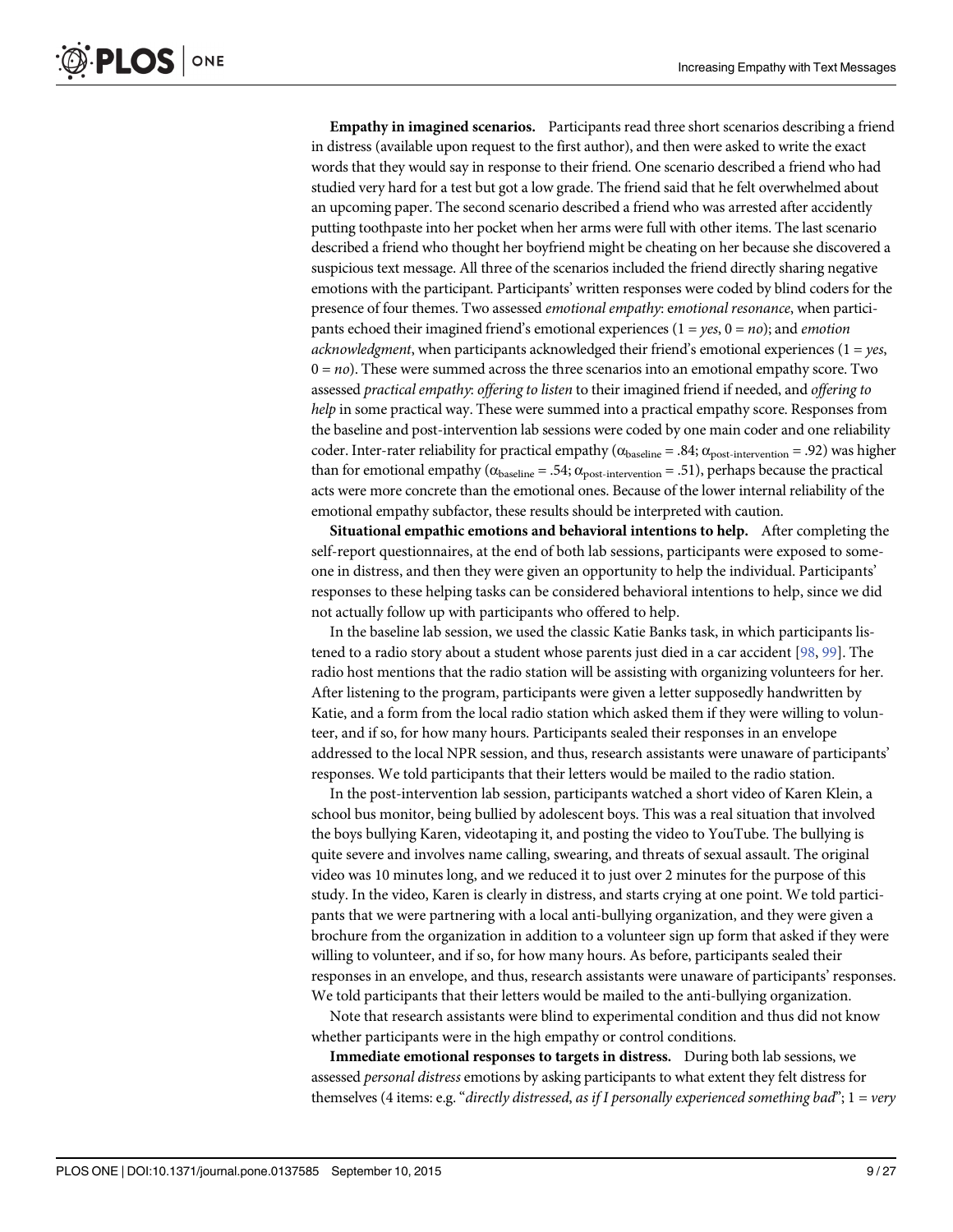**Empathy in imagined scenarios.** Participants read three short scenarios describing a friend in distress (available upon request to the first author), and then were asked to write the exact words that they would say in response to their friend. One scenario described a friend who had studied very hard for a test but got a low grade. The friend said that he felt overwhelmed about an upcoming paper. The second scenario described a friend who was arrested after accidently putting toothpaste into her pocket when her arms were full with other items. The last scenario described a friend who thought her boyfriend might be cheating on her because she discovered a suspicious text message. All three of the scenarios included the friend directly sharing negative emotions with the participant. Participants' written responses were coded by blind coders for the presence of four themes. Two assessed *emotional empathy*: *emotional resonance*, when participants echoed their imagined friend's emotional experiences (1 = *yes*, 0 = *no*); and *emotion acknowledgment*, when participants acknowledged their friend's emotional experiences (1 = *yes*, 0 = *no*). These were summed across the three scenarios into an emotional empathy score. Two assessed *practical empathy*: *offering to listen* to their imagined friend if needed, and *offering to help* in some practical way. These were summed into a practical empathy score. Responses from the baseline and post-intervention lab sessions were coded by one main coder and one reliability coder. Inter-rater reliability for practical empathy ($\alpha_{baseline} = .84$; $\alpha_{post\text{-}intervention} = .92$) was higher than for emotional empathy ($\alpha_{baseline} = .54$; $\alpha_{post\text{-}intervention} = .51$), perhaps because the practical acts were more concrete than the emotional ones. Because of the lower internal reliability of the emotional empathy subfactor, these results should be interpreted with caution.

**Situational empathic emotions and behavioral intentions to help.** After completing the self-report questionnaires, at the end of both lab sessions, participants were exposed to someone in distress, and then they were given an opportunity to help the individual. Participants' responses to these helping tasks can be considered behavioral intentions to help, since we did not actually follow up with participants who offered to help.

In the baseline lab session, we used the classic Katie Banks task, in which participants listened to a radio story about a student whose parents just died in a car accident [98, 99]. The radio host mentions that the radio station will be assisting with organizing volunteers for her. After listening to the program, participants were given a letter supposedly handwritten by Katie, and a form from the local radio station which asked them if they were willing to volunteer, and if so, for how many hours. Participants sealed their responses in an envelope addressed to the local NPR session, and thus, research assistants were unaware of participants' responses. We told participants that their letters would be mailed to the radio station.

In the post-intervention lab session, participants watched a short video of Karen Klein, a school bus monitor, being bullied by adolescent boys. This was a real situation that involved the boys bullying Karen, videotaping it, and posting the video to YouTube. The bullying is quite severe and involves name calling, swearing, and threats of sexual assault. The original video was 10 minutes long, and we reduced it to just over 2 minutes for the purpose of this study. In the video, Karen is clearly in distress, and starts crying at one point. We told participants that we were partnering with a local anti-bullying organization, and they were given a brochure from the organization in addition to a volunteer sign up form that asked if they were willing to volunteer, and if so, for how many hours. As before, participants sealed their responses in an envelope, and thus, research assistants were unaware of participants' responses. We told participants that their letters would be mailed to the anti-bullying organization.

Note that research assistants were blind to experimental condition and thus did not know whether participants were in the high empathy or control conditions.

**Immediate emotional responses to targets in distress.** During both lab sessions, we assessed *personal distress* emotions by asking participants to what extent they felt distress for themselves (4 items: e.g. "*directly distressed, as if I personally experienced something bad*"; 1 = *very*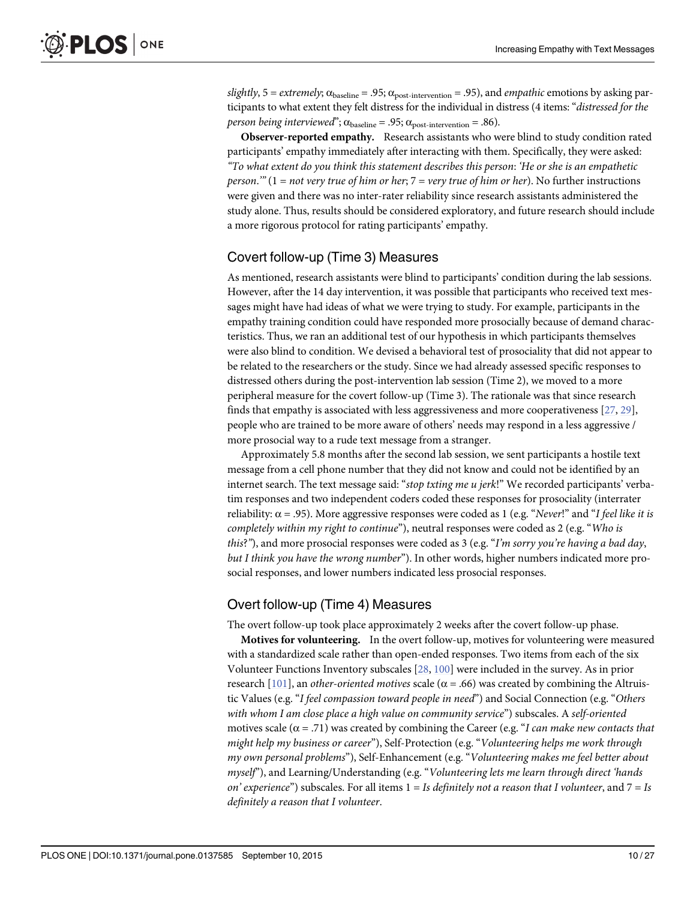*slightly*, 5 = *extremely*; $\alpha_{baseline}$ = .95; $\alpha_{post\text{-}intervention}$ = .95), and *empathic* emotions by asking participants to what extent they felt distress for the individual in distress (4 items: "*distressed for the person being interviewed*"; $\alpha_{baseline}$ = .95; $\alpha_{post\text{-}intervention}$ = .86).

**Observer-reported empathy.** Research assistants who were blind to study condition rated participants' empathy immediately after interacting with them. Specifically, they were asked: *"To what extent do you think this statement describes this person: 'He or she is an empathetic person.'"* (1 = *not very true of him or her*; 7 = *very true of him or her*). No further instructions were given and there was no inter-rater reliability since research assistants administered the study alone. Thus, results should be considered exploratory, and future research should include a more rigorous protocol for rating participants' empathy.

## Covert follow-up (Time 3) Measures

As mentioned, research assistants were blind to participants' condition during the lab sessions. However, after the 14 day intervention, it was possible that participants who received text messages might have had ideas of what we were trying to study. For example, participants in the empathy training condition could have responded more prosocially because of demand characteristics. Thus, we ran an additional test of our hypothesis in which participants themselves were also blind to condition. We devised a behavioral test of prosociality that did not appear to be related to the researchers or the study. Since we had already assessed specific responses to distressed others during the post-intervention lab session (Time 2), we moved to a more peripheral measure for the covert follow-up (Time 3). The rationale was that since research finds that empathy is associated with less aggressiveness and more cooperativeness [27, 29], people who are trained to be more aware of others' needs may respond in a less aggressive / more prosocial way to a rude text message from a stranger.

Approximately 5.8 months after the second lab session, we sent participants a hostile text message from a cell phone number that they did not know and could not be identified by an internet search. The text message said: "*stop txting me u jerk*!" We recorded participants' verbatim responses and two independent coders coded these responses for prosociality (interrater reliability: $\alpha$ = .95). More aggressive responses were coded as 1 (e.g. "*Never*!" and "*I feel like it is completely within my right to continue*"), neutral responses were coded as 2 (e.g. "*Who is this*?"), and more prosocial responses were coded as 3 (e.g. "*I'm sorry you're having a bad day, but I think you have the wrong number*"). In other words, higher numbers indicated more prosocial responses, and lower numbers indicated less prosocial responses.

## Overt follow-up (Time 4) Measures

The overt follow-up took place approximately 2 weeks after the covert follow-up phase.

**Motives for volunteering.** In the overt follow-up, motives for volunteering were measured with a standardized scale rather than open-ended responses. Two items from each of the six Volunteer Functions Inventory subscales [28, 100] were included in the survey. As in prior research [101], an *other-oriented motives* scale ($\alpha$ = .66) was created by combining the Altruistic Values (e.g. "*I feel compassion toward people in need*") and Social Connection (e.g. "*Others with whom I am close place a high value on community service*") subscales. A *self-oriented* motives scale ($\alpha$ = .71) was created by combining the Career (e.g. "*I can make new contacts that might help my business or career*"), Self-Protection (e.g. "*Volunteering helps me work through my own personal problems*"), Self-Enhancement (e.g. "*Volunteering makes me feel better about myself*"), and Learning/Understanding (e.g. "*Volunteering lets me learn through direct 'hands on' experience*") subscales. For all items 1 = *Is definitely not a reason that I volunteer*, and 7 = *Is definitely a reason that I volunteer*.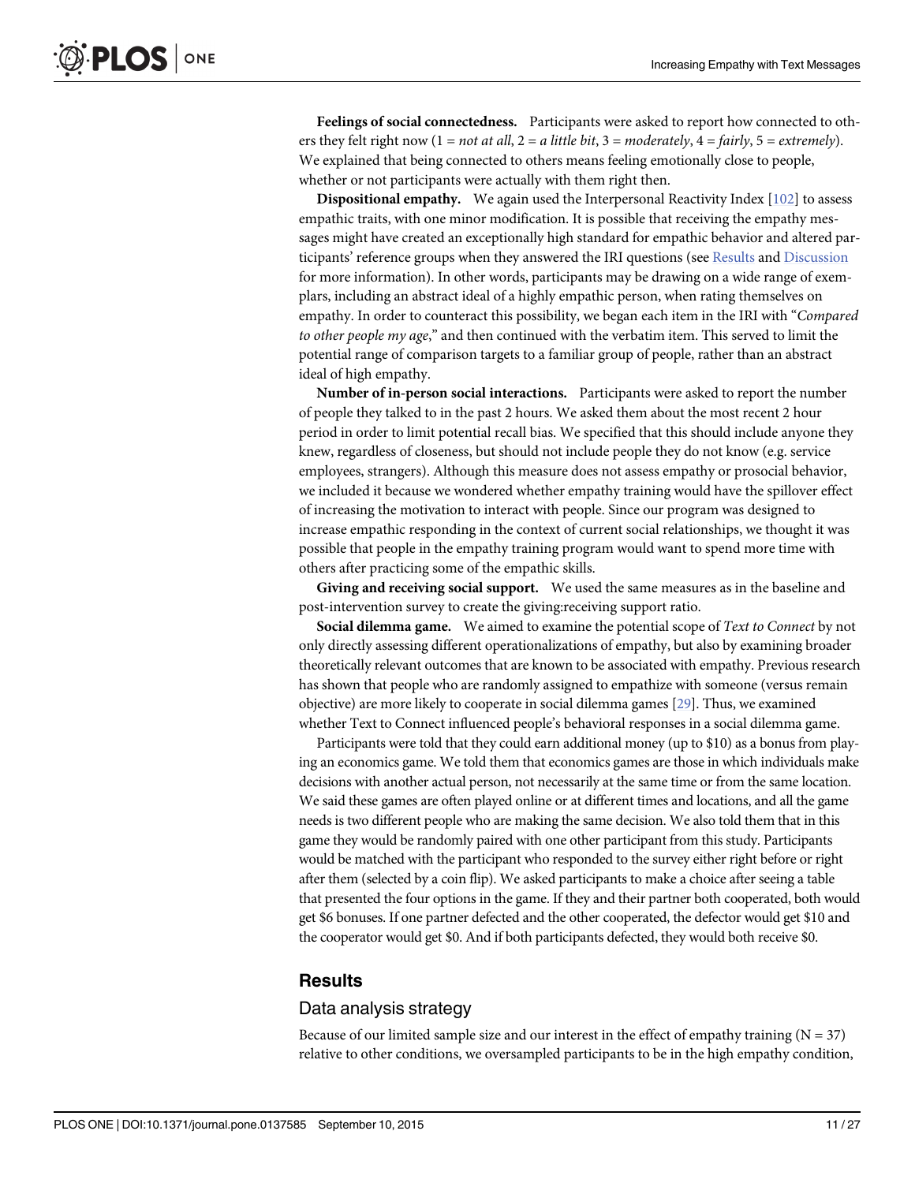**Feelings of social connectedness.** Participants were asked to report how connected to others they felt right now (1 = *not at all*, 2 = *a little bit*, 3 = *moderately*, 4 = *fairly*, 5 = *extremely*). We explained that being connected to others means feeling emotionally close to people, whether or not participants were actually with them right then.

**Dispositional empathy.** We again used the Interpersonal Reactivity Index [102] to assess empathic traits, with one minor modification. It is possible that receiving the empathy messages might have created an exceptionally high standard for empathic behavior and altered participants' reference groups when they answered the IRI questions (see Results and Discussion for more information). In other words, participants may be drawing on a wide range of exemplars, including an abstract ideal of a highly empathic person, when rating themselves on empathy. In order to counteract this possibility, we began each item in the IRI with "*Compared to other people my age*," and then continued with the verbatim item. This served to limit the potential range of comparison targets to a familiar group of people, rather than an abstract ideal of high empathy.

**Number of in-person social interactions.** Participants were asked to report the number of people they talked to in the past 2 hours. We asked them about the most recent 2 hour period in order to limit potential recall bias. We specified that this should include anyone they knew, regardless of closeness, but should not include people they do not know (e.g. service employees, strangers). Although this measure does not assess empathy or prosocial behavior, we included it because we wondered whether empathy training would have the spillover effect of increasing the motivation to interact with people. Since our program was designed to increase empathic responding in the context of current social relationships, we thought it was possible that people in the empathy training program would want to spend more time with others after practicing some of the empathic skills.

**Giving and receiving social support.** We used the same measures as in the baseline and post-intervention survey to create the giving:receiving support ratio.

**Social dilemma game.** We aimed to examine the potential scope of *Text to Connect* by not only directly assessing different operationalizations of empathy, but also by examining broader theoretically relevant outcomes that are known to be associated with empathy. Previous research has shown that people who are randomly assigned to empathize with someone (versus remain objective) are more likely to cooperate in social dilemma games [29]. Thus, we examined whether Text to Connect influenced people's behavioral responses in a social dilemma game.

Participants were told that they could earn additional money (up to $10) as a bonus from playing an economics game. We told them that economics games are those in which individuals make decisions with another actual person, not necessarily at the same time or from the same location. We said these games are often played online or at different times and locations, and all the game needs is two different people who are making the same decision. We also told them that in this game they would be randomly paired with one other participant from this study. Participants would be matched with the participant who responded to the survey either right before or right after them (selected by a coin flip). We asked participants to make a choice after seeing a table that presented the four options in the game. If they and their partner both cooperated, both would get $6 bonuses. If one partner defected and the other cooperated, the defector would get $10 and the cooperator would get $0. And if both participants defected, they would both receive $0.

## Results

### Data analysis strategy

Because of our limited sample size and our interest in the effect of empathy training (N = 37) relative to other conditions, we oversampled participants to be in the high empathy condition,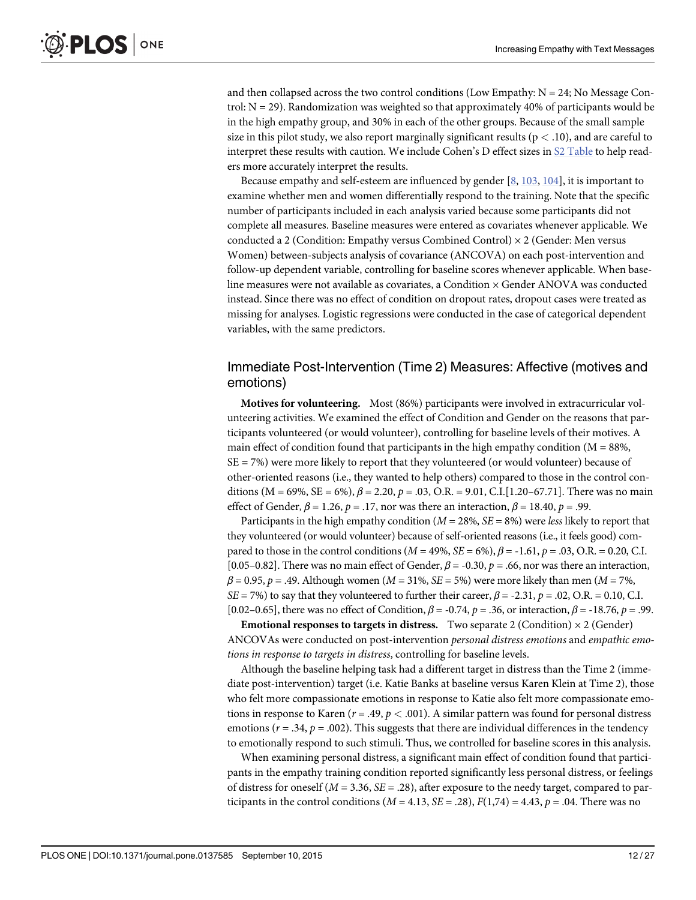and then collapsed across the two control conditions (Low Empathy: N = 24; No Message Control: N = 29). Randomization was weighted so that approximately 40% of participants would be in the high empathy group, and 30% in each of the other groups. Because of the small sample size in this pilot study, we also report marginally significant results ($p < .10$), and are careful to interpret these results with caution. We include Cohen's D effect sizes in S2 Table to help readers more accurately interpret the results.

Because empathy and self-esteem are influenced by gender [8, 103, 104], it is important to examine whether men and women differentially respond to the training. Note that the specific number of participants included in each analysis varied because some participants did not complete all measures. Baseline measures were entered as covariates whenever applicable. We conducted a 2 (Condition: Empathy versus Combined Control) × 2 (Gender: Men versus Women) between-subjects analysis of covariance (ANCOVA) on each post-intervention and follow-up dependent variable, controlling for baseline scores whenever applicable. When baseline measures were not available as covariates, a Condition × Gender ANOVA was conducted instead. Since there was no effect of condition on dropout rates, dropout cases were treated as missing for analyses. Logistic regressions were conducted in the case of categorical dependent variables, with the same predictors.

## Immediate Post-Intervention (Time 2) Measures: Affective (motives and emotions)

**Motives for volunteering.** Most (86%) participants were involved in extracurricular volunteering activities. We examined the effect of Condition and Gender on the reasons that participants volunteered (or would volunteer), controlling for baseline levels of their motives. A main effect of condition found that participants in the high empathy condition (M = 88%, SE = 7%) were more likely to report that they volunteered (or would volunteer) because of other-oriented reasons (i.e., they wanted to help others) compared to those in the control conditions (M = 69%, SE = 6%), $\beta = 2.20$, $p = .03$, O.R. = 9.01, C.I.[1.20–67.71]. There was no main effect of Gender, $\beta = 1.26$, $p = .17$, nor was there an interaction, $\beta = 18.40$, $p = .99$.

Participants in the high empathy condition ($M = 28\%$, $SE = 8\%$) were *less* likely to report that they volunteered (or would volunteer) because of self-oriented reasons (i.e., it feels good) compared to those in the control conditions ($M = 49\%$, $SE = 6\%$), $\beta = -1.61$, $p = .03$, O.R. = 0.20, C.I. [0.05–0.82]. There was no main effect of Gender, $\beta = -0.30$, $p = .66$, nor was there an interaction, $\beta = 0.95$, $p = .49$. Although women ($M = 31\%$, $SE = 5\%$) were more likely than men ($M = 7\%$, $SE = 7\%$) to say that they volunteered to further their career, $\beta = -2.31$, $p = .02$, O.R. = 0.10, C.I. [0.02–0.65], there was no effect of Condition, $\beta = -0.74$, $p = .36$, or interaction, $\beta = -18.76$, $p = .99$.

**Emotional responses to targets in distress.** Two separate 2 (Condition) × 2 (Gender) ANCOVAs were conducted on post-intervention *personal distress emotions* and *empathic emotions in response to targets in distress*, controlling for baseline levels.

Although the baseline helping task had a different target in distress than the Time 2 (immediate post-intervention) target (i.e. Katie Banks at baseline versus Karen Klein at Time 2), those who felt more compassionate emotions in response to Katie also felt more compassionate emotions in response to Karen ($r = .49$, $p < .001$). A similar pattern was found for personal distress emotions ($r = .34$, $p = .002$). This suggests that there are individual differences in the tendency to emotionally respond to such stimuli. Thus, we controlled for baseline scores in this analysis.

When examining personal distress, a significant main effect of condition found that participants in the empathy training condition reported significantly less personal distress, or feelings of distress for oneself ($M = 3.36$, $SE = .28$), after exposure to the needy target, compared to participants in the control conditions ($M = 4.13$, $SE = .28$), $F(1,74) = 4.43$, $p = .04$. There was no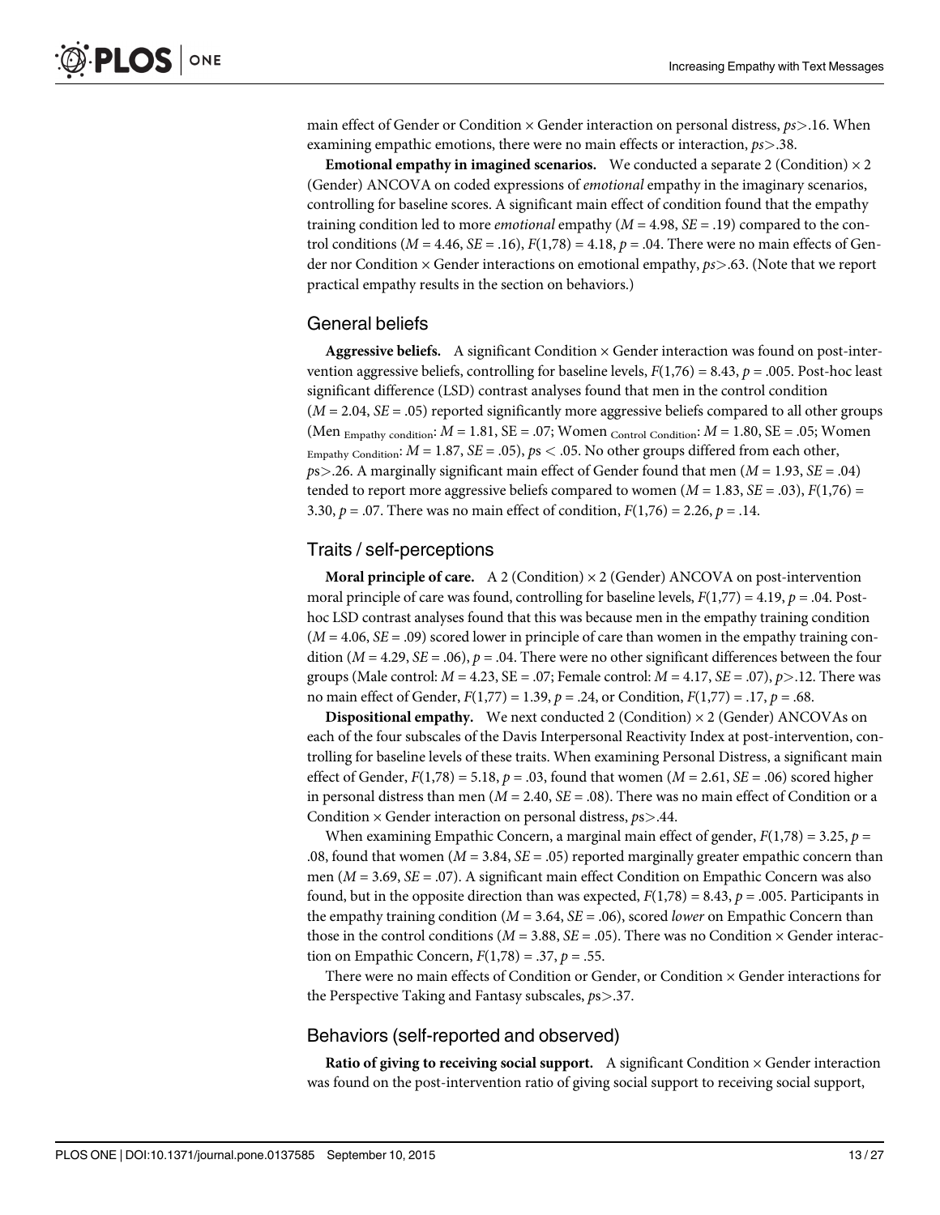main effect of Gender or Condition × Gender interaction on personal distress, *ps*>.16. When examining empathic emotions, there were no main effects or interaction, *ps*>.38.

**Emotional empathy in imagined scenarios.** We conducted a separate 2 (Condition) × 2 (Gender) ANCOVA on coded expressions of *emotional* empathy in the imaginary scenarios, controlling for baseline scores. A significant main effect of condition found that the empathy training condition led to more *emotional* empathy ($M$ = 4.98, $SE$ = .19) compared to the control conditions ($M$ = 4.46, $SE$ = .16), $F(1,78)$ = 4.18, $p$ = .04. There were no main effects of Gender nor Condition × Gender interactions on emotional empathy, *ps*>.63. (Note that we report practical empathy results in the section on behaviors.)

## General beliefs

**Aggressive beliefs.** A significant Condition × Gender interaction was found on post-intervention aggressive beliefs, controlling for baseline levels, $F(1,76)$ = 8.43, $p$ = .005. Post-hoc least significant difference (LSD) contrast analyses found that men in the control condition ($M$ = 2.04, $SE$ = .05) reported significantly more aggressive beliefs compared to all other groups (Men $_{\text{Empathy condition}}$: $M$ = 1.81, SE = .07; Women $_{\text{Control Condition}}$: $M$ = 1.80, SE = .05; Women $_{\text{Empathy Condition}}$: $M$ = 1.87, $SE$ = .05), *ps* < .05. No other groups differed from each other, *p*s>.26. A marginally significant main effect of Gender found that men ($M$ = 1.93, $SE$ = .04) tended to report more aggressive beliefs compared to women ($M$ = 1.83, $SE$ = .03), $F(1,76)$ = 3.30, $p$ = .07. There was no main effect of condition, $F(1,76)$ = 2.26, $p$ = .14.

## Traits / self-perceptions

**Moral principle of care.** A 2 (Condition) × 2 (Gender) ANCOVA on post-intervention moral principle of care was found, controlling for baseline levels, $F(1,77)$ = 4.19, $p$ = .04. Post-hoc LSD contrast analyses found that this was because men in the empathy training condition ($M$ = 4.06, $SE$ = .09) scored lower in principle of care than women in the empathy training condition ($M$ = 4.29, $SE$ = .06), $p$ = .04. There were no other significant differences between the four groups (Male control: $M$ = 4.23, SE = .07; Female control: $M$ = 4.17, $SE$ = .07), $p$>.12. There was no main effect of Gender, $F(1,77)$ = 1.39, $p$ = .24, or Condition, $F(1,77)$ = .17, $p$ = .68.

**Dispositional empathy.** We next conducted 2 (Condition) × 2 (Gender) ANCOVAs on each of the four subscales of the Davis Interpersonal Reactivity Index at post-intervention, controlling for baseline levels of these traits. When examining Personal Distress, a significant main effect of Gender, $F(1,78)$ = 5.18, $p$ = .03, found that women ($M$ = 2.61, $SE$ = .06) scored higher in personal distress than men ($M$ = 2.40, $SE$ = .08). There was no main effect of Condition or a Condition × Gender interaction on personal distress, *p*s>.44.

When examining Empathic Concern, a marginal main effect of gender, $F(1,78)$ = 3.25, $p$ = .08, found that women ($M$ = 3.84, $SE$ = .05) reported marginally greater empathic concern than men ($M$ = 3.69, $SE$ = .07). A significant main effect Condition on Empathic Concern was also found, but in the opposite direction than was expected, $F(1,78)$ = 8.43, $p$ = .005. Participants in the empathy training condition ($M$ = 3.64, $SE$ = .06), scored *lower* on Empathic Concern than those in the control conditions ($M$ = 3.88, $SE$ = .05). There was no Condition × Gender interaction on Empathic Concern, $F(1,78)$ = .37, $p$ = .55.

There were no main effects of Condition or Gender, or Condition × Gender interactions for the Perspective Taking and Fantasy subscales, *p*s>.37.

## Behaviors (self-reported and observed)

**Ratio of giving to receiving social support.** A significant Condition × Gender interaction was found on the post-intervention ratio of giving social support to receiving social support,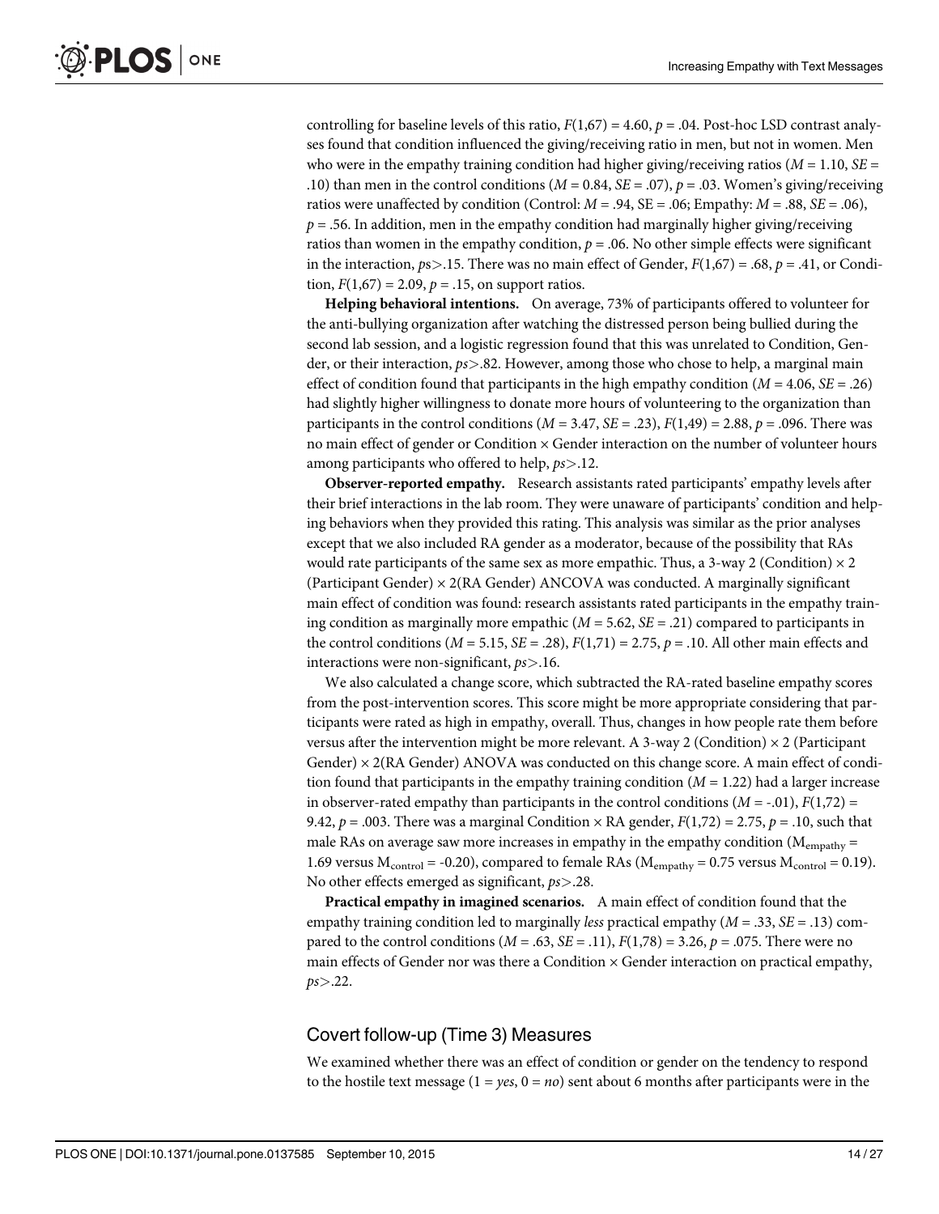controlling for baseline levels of this ratio, $F(1,67) = 4.60$, $p = .04$. Post-hoc LSD contrast analyses found that condition influenced the giving/receiving ratio in men, but not in women. Men who were in the empathy training condition had higher giving/receiving ratios ($M = 1.10$, $SE = .10$) than men in the control conditions ($M = 0.84$, $SE = .07$), $p = .03$. Women's giving/receiving ratios were unaffected by condition (Control: $M = .94$, SE = .06; Empathy: $M = .88$, $SE = .06$), $p = .56$. In addition, men in the empathy condition had marginally higher giving/receiving ratios than women in the empathy condition, $p = .06$. No other simple effects were significant in the interaction, $p$s>.15. There was no main effect of Gender, $F(1,67) = .68$, $p = .41$, or Condition, $F(1,67) = 2.09$, $p = .15$, on support ratios.

**Helping behavioral intentions.** On average, 73% of participants offered to volunteer for the anti-bullying organization after watching the distressed person being bullied during the second lab session, and a logistic regression found that this was unrelated to Condition, Gender, or their interaction, $ps>.82$. However, among those who chose to help, a marginal main effect of condition found that participants in the high empathy condition ($M = 4.06$, $SE = .26$) had slightly higher willingness to donate more hours of volunteering to the organization than participants in the control conditions ($M = 3.47$, $SE = .23$), $F(1,49) = 2.88$, $p = .096$. There was no main effect of gender or Condition × Gender interaction on the number of volunteer hours among participants who offered to help, $ps>.12$.

**Observer-reported empathy.** Research assistants rated participants' empathy levels after their brief interactions in the lab room. They were unaware of participants' condition and helping behaviors when they provided this rating. This analysis was similar as the prior analyses except that we also included RA gender as a moderator, because of the possibility that RAs would rate participants of the same sex as more empathic. Thus, a 3-way 2 (Condition) × 2 (Participant Gender) × 2(RA Gender) ANCOVA was conducted. A marginally significant main effect of condition was found: research assistants rated participants in the empathy training condition as marginally more empathic ($M = 5.62$, $SE = .21$) compared to participants in the control conditions ($M = 5.15$, $SE = .28$), $F(1,71) = 2.75$, $p = .10$. All other main effects and interactions were non-significant, $ps>.16$.

We also calculated a change score, which subtracted the RA-rated baseline empathy scores from the post-intervention scores. This score might be more appropriate considering that participants were rated as high in empathy, overall. Thus, changes in how people rate them before versus after the intervention might be more relevant. A 3-way 2 (Condition) × 2 (Participant Gender) × 2(RA Gender) ANOVA was conducted on this change score. A main effect of condition found that participants in the empathy training condition ($M = 1.22$) had a larger increase in observer-rated empathy than participants in the control conditions ($M = -.01$), $F(1,72) = 9.42$, $p = .003$. There was a marginal Condition × RA gender, $F(1,72) = 2.75$, $p = .10$, such that male RAs on average saw more increases in empathy in the empathy condition ($M_{empathy} = 1.69$ versus $M_{control} = -0.20$), compared to female RAs ($M_{empathy} = 0.75$ versus $M_{control} = 0.19$). No other effects emerged as significant, $ps>.28$.

**Practical empathy in imagined scenarios.** A main effect of condition found that the empathy training condition led to marginally *less* practical empathy ($M = .33$, $SE = .13$) compared to the control conditions ($M = .63$, $SE = .11$), $F(1,78) = 3.26$, $p = .075$. There were no main effects of Gender nor was there a Condition × Gender interaction on practical empathy, $ps>.22$.

## Covert follow-up (Time 3) Measures

We examined whether there was an effect of condition or gender on the tendency to respond to the hostile text message (1 = *yes*, 0 = *no*) sent about 6 months after participants were in the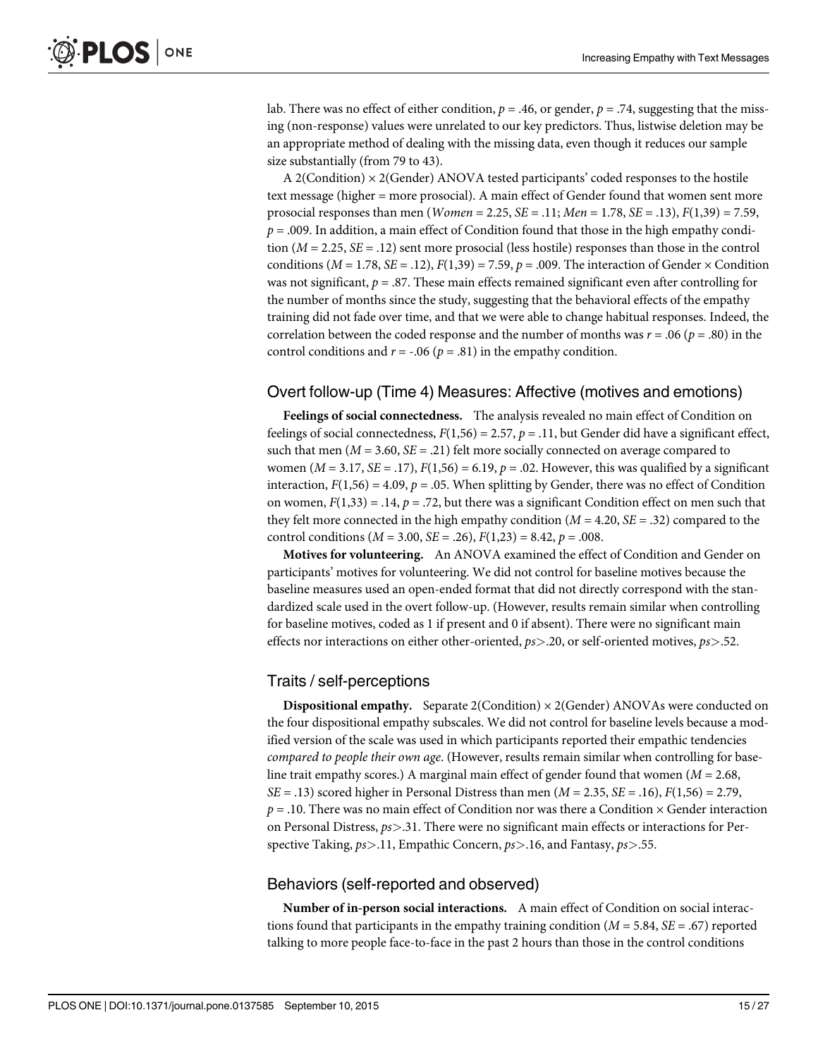lab. There was no effect of either condition, $p = .46$, or gender, $p = .74$, suggesting that the missing (non-response) values were unrelated to our key predictors. Thus, listwise deletion may be an appropriate method of dealing with the missing data, even though it reduces our sample size substantially (from 79 to 43).

A 2(Condition) × 2(Gender) ANOVA tested participants' coded responses to the hostile text message (higher = more prosocial). A main effect of Gender found that women sent more prosocial responses than men (*Women* = 2.25, *SE* = .11; *Men* = 1.78, *SE* = .13), $F(1,39) = 7.59$, $p = .009$. In addition, a main effect of Condition found that those in the high empathy condition ($M = 2.25$, $SE = .12$) sent more prosocial (less hostile) responses than those in the control conditions ($M = 1.78$, $SE = .12$), $F(1,39) = 7.59$, $p = .009$. The interaction of Gender × Condition was not significant, $p = .87$. These main effects remained significant even after controlling for the number of months since the study, suggesting that the behavioral effects of the empathy training did not fade over time, and that we were able to change habitual responses. Indeed, the correlation between the coded response and the number of months was $r = .06$ ($p = .80$) in the control conditions and $r = -.06$ ($p = .81$) in the empathy condition.

## Overt follow-up (Time 4) Measures: Affective (motives and emotions)

**Feelings of social connectedness.** The analysis revealed no main effect of Condition on feelings of social connectedness, $F(1,56) = 2.57$, $p = .11$, but Gender did have a significant effect, such that men ($M = 3.60$, $SE = .21$) felt more socially connected on average compared to women ($M = 3.17$, $SE = .17$), $F(1,56) = 6.19$, $p = .02$. However, this was qualified by a significant interaction, $F(1,56) = 4.09$, $p = .05$. When splitting by Gender, there was no effect of Condition on women, $F(1,33) = .14$, $p = .72$, but there was a significant Condition effect on men such that they felt more connected in the high empathy condition ($M = 4.20$, $SE = .32$) compared to the control conditions ($M = 3.00$, $SE = .26$), $F(1,23) = 8.42$, $p = .008$.

**Motives for volunteering.** An ANOVA examined the effect of Condition and Gender on participants' motives for volunteering. We did not control for baseline motives because the baseline measures used an open-ended format that did not directly correspond with the standardized scale used in the overt follow-up. (However, results remain similar when controlling for baseline motives, coded as 1 if present and 0 if absent). There were no significant main effects nor interactions on either other-oriented, $ps > .20$, or self-oriented motives, $ps > .52$.

## Traits / self-perceptions

**Dispositional empathy.** Separate 2(Condition) × 2(Gender) ANOVAs were conducted on the four dispositional empathy subscales. We did not control for baseline levels because a modified version of the scale was used in which participants reported their empathic tendencies *compared to people their own age*. (However, results remain similar when controlling for baseline trait empathy scores.) A marginal main effect of gender found that women ($M = 2.68$, $SE = .13$) scored higher in Personal Distress than men ($M = 2.35$, $SE = .16$), $F(1,56) = 2.79$, $p = .10$. There was no main effect of Condition nor was there a Condition × Gender interaction on Personal Distress, $ps > .31$. There were no significant main effects or interactions for Perspective Taking, $ps > .11$, Empathic Concern, $ps > .16$, and Fantasy, $ps > .55$.

## Behaviors (self-reported and observed)

**Number of in-person social interactions.** A main effect of Condition on social interactions found that participants in the empathy training condition ($M = 5.84$, $SE = .67$) reported talking to more people face-to-face in the past 2 hours than those in the control conditions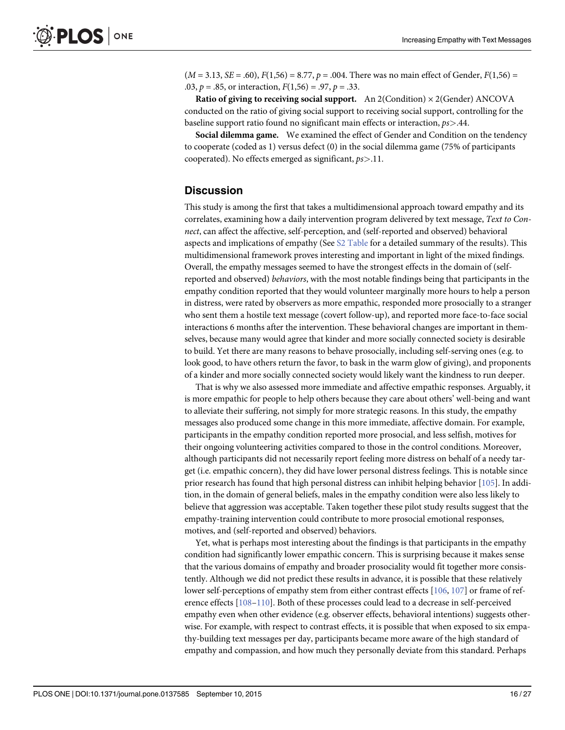($M = 3.13$, $SE = .60$), $F(1,56) = 8.77$, $p = .004$. There was no main effect of Gender, $F(1,56) = .03$, $p = .85$, or interaction, $F(1,56) = .97$, $p = .33$.

**Ratio of giving to receiving social support.** An 2(Condition) × 2(Gender) ANCOVA conducted on the ratio of giving social support to receiving social support, controlling for the baseline support ratio found no significant main effects or interaction, $ps > .44$.

**Social dilemma game.** We examined the effect of Gender and Condition on the tendency to cooperate (coded as 1) versus defect (0) in the social dilemma game (75% of participants cooperated). No effects emerged as significant, $ps > .11$.

## Discussion

This study is among the first that takes a multidimensional approach toward empathy and its correlates, examining how a daily intervention program delivered by text message, *Text to Connect*, can affect the affective, self-perception, and (self-reported and observed) behavioral aspects and implications of empathy (See S2 Table for a detailed summary of the results). This multidimensional framework proves interesting and important in light of the mixed findings. Overall, the empathy messages seemed to have the strongest effects in the domain of (self-reported and observed) *behaviors*, with the most notable findings being that participants in the empathy condition reported that they would volunteer marginally more hours to help a person in distress, were rated by observers as more empathic, responded more prosocially to a stranger who sent them a hostile text message (covert follow-up), and reported more face-to-face social interactions 6 months after the intervention. These behavioral changes are important in themselves, because many would agree that kinder and more socially connected society is desirable to build. Yet there are many reasons to behave prosocially, including self-serving ones (e.g. to look good, to have others return the favor, to bask in the warm glow of giving), and proponents of a kinder and more socially connected society would likely want the kindness to run deeper.

That is why we also assessed more immediate and affective empathic responses. Arguably, it is more empathic for people to help others because they care about others' well-being and want to alleviate their suffering, not simply for more strategic reasons. In this study, the empathy messages also produced some change in this more immediate, affective domain. For example, participants in the empathy condition reported more prosocial, and less selfish, motives for their ongoing volunteering activities compared to those in the control conditions. Moreover, although participants did not necessarily report feeling more distress on behalf of a needy target (i.e. empathic concern), they did have lower personal distress feelings. This is notable since prior research has found that high personal distress can inhibit helping behavior [105]. In addition, in the domain of general beliefs, males in the empathy condition were also less likely to believe that aggression was acceptable. Taken together these pilot study results suggest that the empathy-training intervention could contribute to more prosocial emotional responses, motives, and (self-reported and observed) behaviors.

Yet, what is perhaps most interesting about the findings is that participants in the empathy condition had significantly lower empathic concern. This is surprising because it makes sense that the various domains of empathy and broader prosociality would fit together more consistently. Although we did not predict these results in advance, it is possible that these relatively lower self-perceptions of empathy stem from either contrast effects [106, 107] or frame of reference effects [108–110]. Both of these processes could lead to a decrease in self-perceived empathy even when other evidence (e.g. observer effects, behavioral intentions) suggests otherwise. For example, with respect to contrast effects, it is possible that when exposed to six empathy-building text messages per day, participants became more aware of the high standard of empathy and compassion, and how much they personally deviate from this standard. Perhaps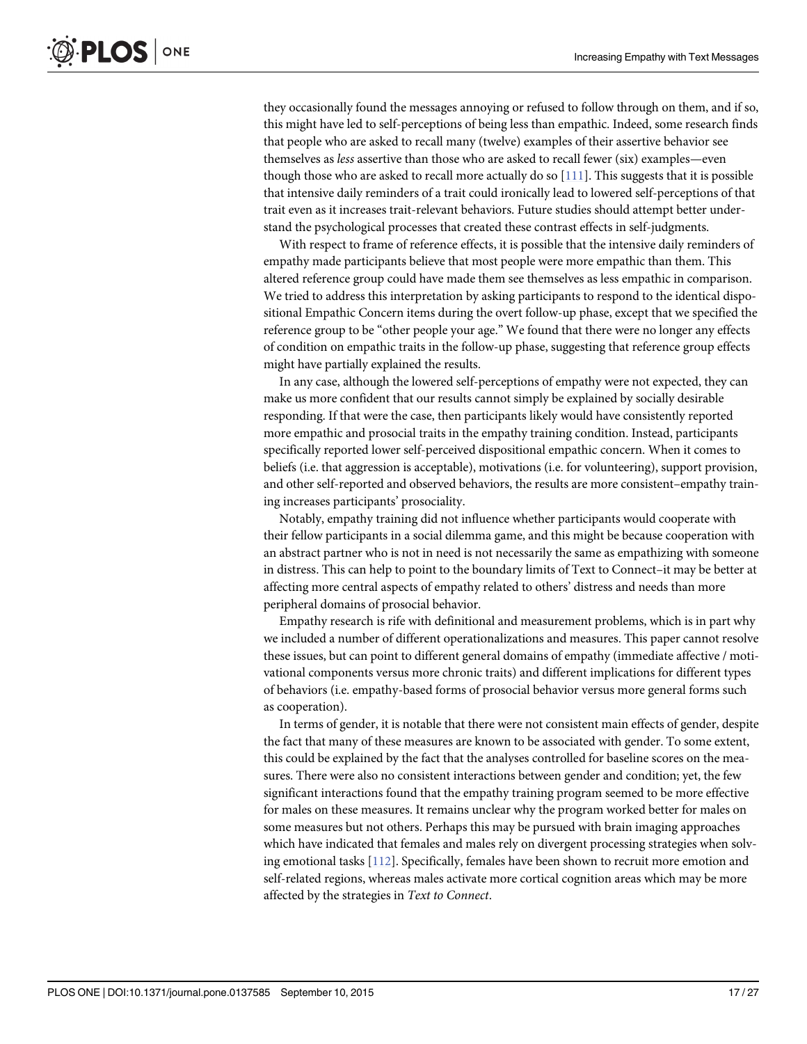they occasionally found the messages annoying or refused to follow through on them, and if so, this might have led to self-perceptions of being less than empathic. Indeed, some research finds that people who are asked to recall many (twelve) examples of their assertive behavior see themselves as *less* assertive than those who are asked to recall fewer (six) examples—even though those who are asked to recall more actually do so [111]. This suggests that it is possible that intensive daily reminders of a trait could ironically lead to lowered self-perceptions of that trait even as it increases trait-relevant behaviors. Future studies should attempt better understand the psychological processes that created these contrast effects in self-judgments.

With respect to frame of reference effects, it is possible that the intensive daily reminders of empathy made participants believe that most people were more empathic than them. This altered reference group could have made them see themselves as less empathic in comparison. We tried to address this interpretation by asking participants to respond to the identical dispositional Empathic Concern items during the overt follow-up phase, except that we specified the reference group to be "other people your age." We found that there were no longer any effects of condition on empathic traits in the follow-up phase, suggesting that reference group effects might have partially explained the results.

In any case, although the lowered self-perceptions of empathy were not expected, they can make us more confident that our results cannot simply be explained by socially desirable responding. If that were the case, then participants likely would have consistently reported more empathic and prosocial traits in the empathy training condition. Instead, participants specifically reported lower self-perceived dispositional empathic concern. When it comes to beliefs (i.e. that aggression is acceptable), motivations (i.e. for volunteering), support provision, and other self-reported and observed behaviors, the results are more consistent–empathy training increases participants' prosociality.

Notably, empathy training did not influence whether participants would cooperate with their fellow participants in a social dilemma game, and this might be because cooperation with an abstract partner who is not in need is not necessarily the same as empathizing with someone in distress. This can help to point to the boundary limits of Text to Connect–it may be better at affecting more central aspects of empathy related to others' distress and needs than more peripheral domains of prosocial behavior.

Empathy research is rife with definitional and measurement problems, which is in part why we included a number of different operationalizations and measures. This paper cannot resolve these issues, but can point to different general domains of empathy (immediate affective / motivational components versus more chronic traits) and different implications for different types of behaviors (i.e. empathy-based forms of prosocial behavior versus more general forms such as cooperation).

In terms of gender, it is notable that there were not consistent main effects of gender, despite the fact that many of these measures are known to be associated with gender. To some extent, this could be explained by the fact that the analyses controlled for baseline scores on the measures. There were also no consistent interactions between gender and condition; yet, the few significant interactions found that the empathy training program seemed to be more effective for males on these measures. It remains unclear why the program worked better for males on some measures but not others. Perhaps this may be pursued with brain imaging approaches which have indicated that females and males rely on divergent processing strategies when solving emotional tasks [112]. Specifically, females have been shown to recruit more emotion and self-related regions, whereas males activate more cortical cognition areas which may be more affected by the strategies in *Text to Connect*.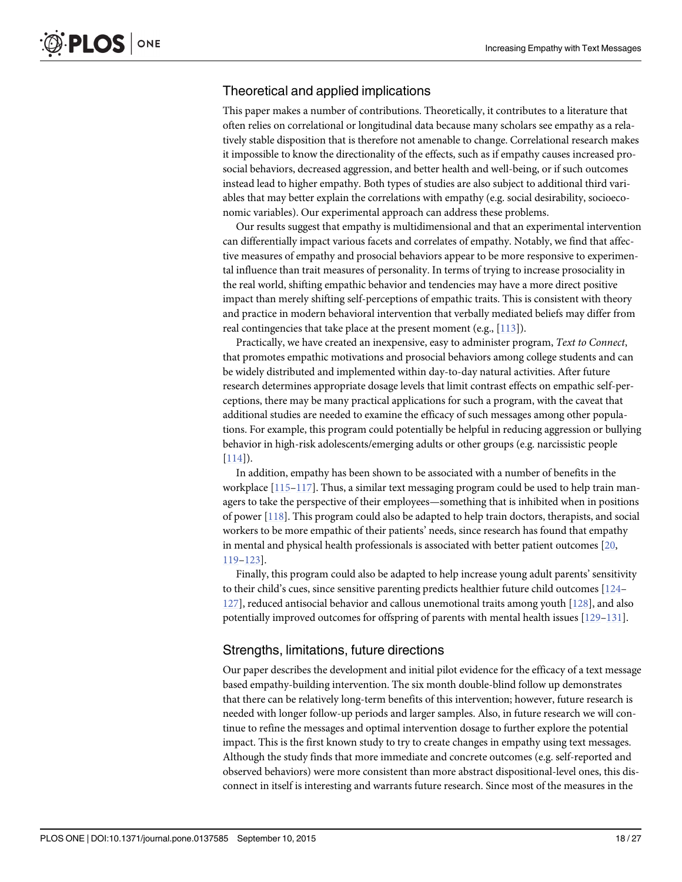## Theoretical and applied implications

This paper makes a number of contributions. Theoretically, it contributes to a literature that often relies on correlational or longitudinal data because many scholars see empathy as a relatively stable disposition that is therefore not amenable to change. Correlational research makes it impossible to know the directionality of the effects, such as if empathy causes increased prosocial behaviors, decreased aggression, and better health and well-being, or if such outcomes instead lead to higher empathy. Both types of studies are also subject to additional third variables that may better explain the correlations with empathy (e.g. social desirability, socioeconomic variables). Our experimental approach can address these problems.

Our results suggest that empathy is multidimensional and that an experimental intervention can differentially impact various facets and correlates of empathy. Notably, we find that affective measures of empathy and prosocial behaviors appear to be more responsive to experimental influence than trait measures of personality. In terms of trying to increase prosociality in the real world, shifting empathic behavior and tendencies may have a more direct positive impact than merely shifting self-perceptions of empathic traits. This is consistent with theory and practice in modern behavioral intervention that verbally mediated beliefs may differ from real contingencies that take place at the present moment (e.g., [113]).

Practically, we have created an inexpensive, easy to administer program, *Text to Connect*, that promotes empathic motivations and prosocial behaviors among college students and can be widely distributed and implemented within day-to-day natural activities. After future research determines appropriate dosage levels that limit contrast effects on empathic self-perceptions, there may be many practical applications for such a program, with the caveat that additional studies are needed to examine the efficacy of such messages among other populations. For example, this program could potentially be helpful in reducing aggression or bullying behavior in high-risk adolescents/emerging adults or other groups (e.g. narcissistic people [114]).

In addition, empathy has been shown to be associated with a number of benefits in the workplace [115–117]. Thus, a similar text messaging program could be used to help train managers to take the perspective of their employees—something that is inhibited when in positions of power [118]. This program could also be adapted to help train doctors, therapists, and social workers to be more empathic of their patients' needs, since research has found that empathy in mental and physical health professionals is associated with better patient outcomes [20, 119–123].

Finally, this program could also be adapted to help increase young adult parents' sensitivity to their child's cues, since sensitive parenting predicts healthier future child outcomes [124–127], reduced antisocial behavior and callous unemotional traits among youth [128], and also potentially improved outcomes for offspring of parents with mental health issues [129–131].

## Strengths, limitations, future directions

Our paper describes the development and initial pilot evidence for the efficacy of a text message based empathy-building intervention. The six month double-blind follow up demonstrates that there can be relatively long-term benefits of this intervention; however, future research is needed with longer follow-up periods and larger samples. Also, in future research we will continue to refine the messages and optimal intervention dosage to further explore the potential impact. This is the first known study to try to create changes in empathy using text messages. Although the study finds that more immediate and concrete outcomes (e.g. self-reported and observed behaviors) were more consistent than more abstract dispositional-level ones, this disconnect in itself is interesting and warrants future research. Since most of the measures in the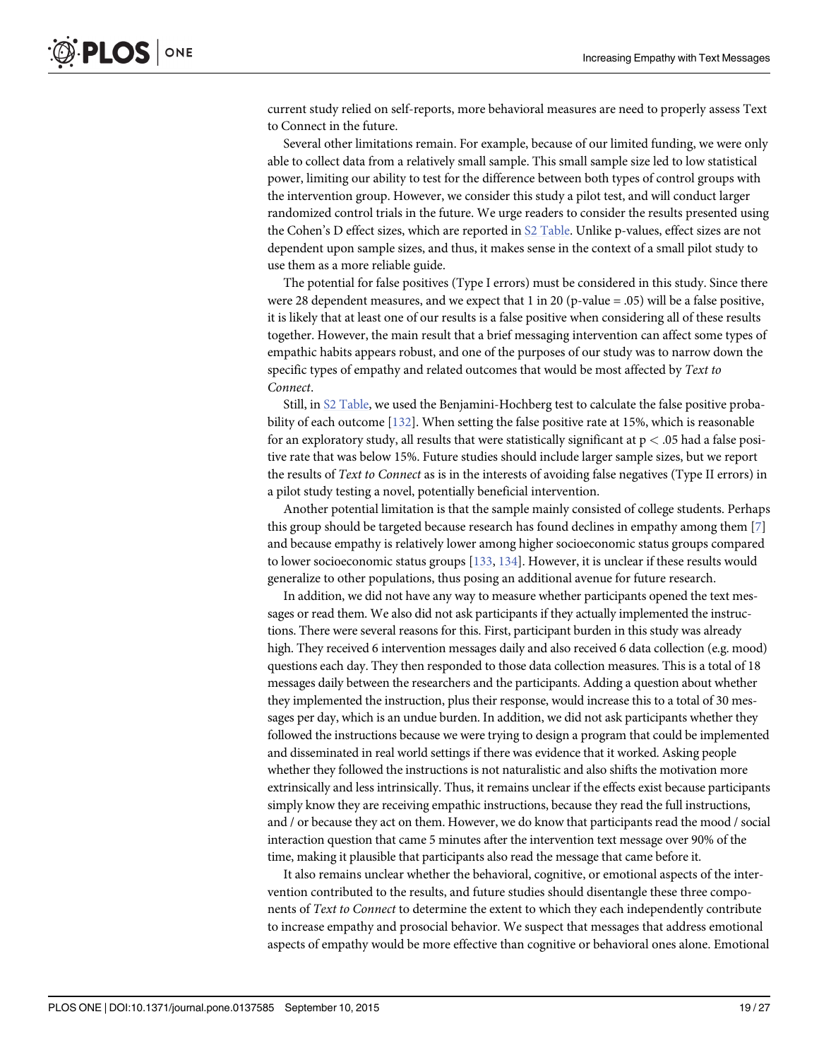current study relied on self-reports, more behavioral measures are need to properly assess Text to Connect in the future.

Several other limitations remain. For example, because of our limited funding, we were only able to collect data from a relatively small sample. This small sample size led to low statistical power, limiting our ability to test for the difference between both types of control groups with the intervention group. However, we consider this study a pilot test, and will conduct larger randomized control trials in the future. We urge readers to consider the results presented using the Cohen's D effect sizes, which are reported in S2 Table. Unlike p-values, effect sizes are not dependent upon sample sizes, and thus, it makes sense in the context of a small pilot study to use them as a more reliable guide.

The potential for false positives (Type I errors) must be considered in this study. Since there were 28 dependent measures, and we expect that 1 in 20 (p-value = .05) will be a false positive, it is likely that at least one of our results is a false positive when considering all of these results together. However, the main result that a brief messaging intervention can affect some types of empathic habits appears robust, and one of the purposes of our study was to narrow down the specific types of empathy and related outcomes that would be most affected by *Text to Connect*.

Still, in S2 Table, we used the Benjamini-Hochberg test to calculate the false positive probability of each outcome [132]. When setting the false positive rate at 15%, which is reasonable for an exploratory study, all results that were statistically significant at $p < .05$ had a false positive rate that was below 15%. Future studies should include larger sample sizes, but we report the results of *Text to Connect* as is in the interests of avoiding false negatives (Type II errors) in a pilot study testing a novel, potentially beneficial intervention.

Another potential limitation is that the sample mainly consisted of college students. Perhaps this group should be targeted because research has found declines in empathy among them [7] and because empathy is relatively lower among higher socioeconomic status groups compared to lower socioeconomic status groups [133, 134]. However, it is unclear if these results would generalize to other populations, thus posing an additional avenue for future research.

In addition, we did not have any way to measure whether participants opened the text messages or read them. We also did not ask participants if they actually implemented the instructions. There were several reasons for this. First, participant burden in this study was already high. They received 6 intervention messages daily and also received 6 data collection (e.g. mood) questions each day. They then responded to those data collection measures. This is a total of 18 messages daily between the researchers and the participants. Adding a question about whether they implemented the instruction, plus their response, would increase this to a total of 30 messages per day, which is an undue burden. In addition, we did not ask participants whether they followed the instructions because we were trying to design a program that could be implemented and disseminated in real world settings if there was evidence that it worked. Asking people whether they followed the instructions is not naturalistic and also shifts the motivation more extrinsically and less intrinsically. Thus, it remains unclear if the effects exist because participants simply know they are receiving empathic instructions, because they read the full instructions, and / or because they act on them. However, we do know that participants read the mood / social interaction question that came 5 minutes after the intervention text message over 90% of the time, making it plausible that participants also read the message that came before it.

It also remains unclear whether the behavioral, cognitive, or emotional aspects of the intervention contributed to the results, and future studies should disentangle these three components of *Text to Connect* to determine the extent to which they each independently contribute to increase empathy and prosocial behavior. We suspect that messages that address emotional aspects of empathy would be more effective than cognitive or behavioral ones alone. Emotional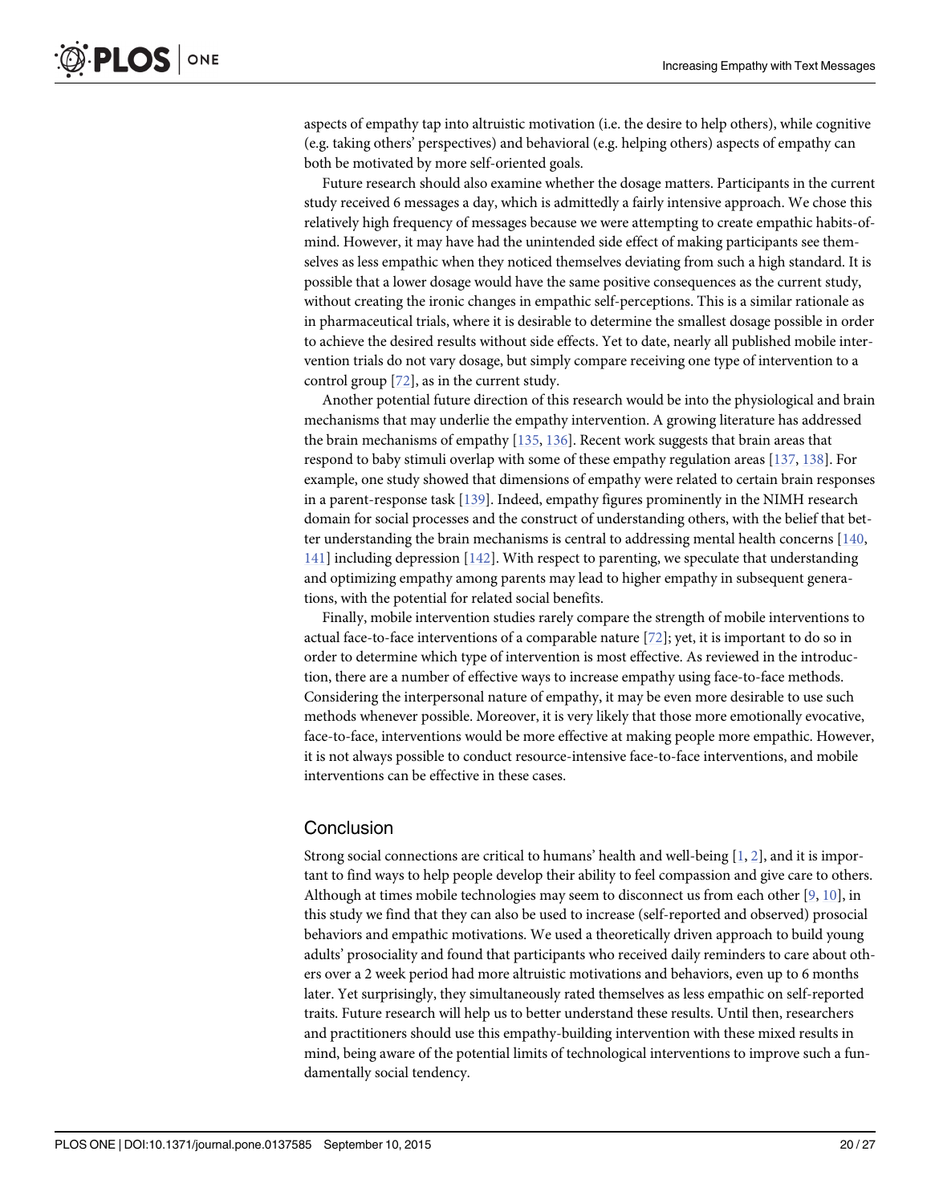aspects of empathy tap into altruistic motivation (i.e. the desire to help others), while cognitive (e.g. taking others' perspectives) and behavioral (e.g. helping others) aspects of empathy can both be motivated by more self-oriented goals.

Future research should also examine whether the dosage matters. Participants in the current study received 6 messages a day, which is admittedly a fairly intensive approach. We chose this relatively high frequency of messages because we were attempting to create empathic habits-of-mind. However, it may have had the unintended side effect of making participants see themselves as less empathic when they noticed themselves deviating from such a high standard. It is possible that a lower dosage would have the same positive consequences as the current study, without creating the ironic changes in empathic self-perceptions. This is a similar rationale as in pharmaceutical trials, where it is desirable to determine the smallest dosage possible in order to achieve the desired results without side effects. Yet to date, nearly all published mobile intervention trials do not vary dosage, but simply compare receiving one type of intervention to a control group [72], as in the current study.

Another potential future direction of this research would be into the physiological and brain mechanisms that may underlie the empathy intervention. A growing literature has addressed the brain mechanisms of empathy [135, 136]. Recent work suggests that brain areas that respond to baby stimuli overlap with some of these empathy regulation areas [137, 138]. For example, one study showed that dimensions of empathy were related to certain brain responses in a parent-response task [139]. Indeed, empathy figures prominently in the NIMH research domain for social processes and the construct of understanding others, with the belief that better understanding the brain mechanisms is central to addressing mental health concerns [140, 141] including depression [142]. With respect to parenting, we speculate that understanding and optimizing empathy among parents may lead to higher empathy in subsequent generations, with the potential for related social benefits.

Finally, mobile intervention studies rarely compare the strength of mobile interventions to actual face-to-face interventions of a comparable nature [72]; yet, it is important to do so in order to determine which type of intervention is most effective. As reviewed in the introduction, there are a number of effective ways to increase empathy using face-to-face methods. Considering the interpersonal nature of empathy, it may be even more desirable to use such methods whenever possible. Moreover, it is very likely that those more emotionally evocative, face-to-face, interventions would be more effective at making people more empathic. However, it is not always possible to conduct resource-intensive face-to-face interventions, and mobile interventions can be effective in these cases.

## Conclusion

Strong social connections are critical to humans' health and well-being [1, 2], and it is important to find ways to help people develop their ability to feel compassion and give care to others. Although at times mobile technologies may seem to disconnect us from each other [9, 10], in this study we find that they can also be used to increase (self-reported and observed) prosocial behaviors and empathic motivations. We used a theoretically driven approach to build young adults' prosociality and found that participants who received daily reminders to care about others over a 2 week period had more altruistic motivations and behaviors, even up to 6 months later. Yet surprisingly, they simultaneously rated themselves as less empathic on self-reported traits. Future research will help us to better understand these results. Until then, researchers and practitioners should use this empathy-building intervention with these mixed results in mind, being aware of the potential limits of technological interventions to improve such a fundamentally social tendency.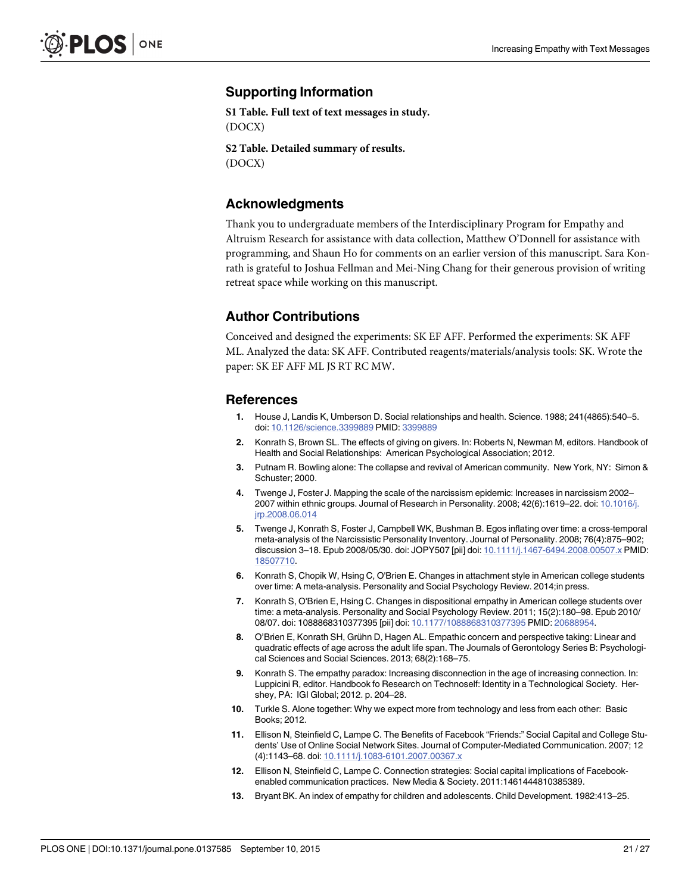## Supporting Information

**S1 Table. Full text of text messages in study.**
(DOCX)

**S2 Table. Detailed summary of results.**
(DOCX)

## Acknowledgments

Thank you to undergraduate members of the Interdisciplinary Program for Empathy and Altruism Research for assistance with data collection, Matthew O'Donnell for assistance with programming, and Shaun Ho for comments on an earlier version of this manuscript. Sara Konrath is grateful to Joshua Fellman and Mei-Ning Chang for their generous provision of writing retreat space while working on this manuscript.

## Author Contributions

Conceived and designed the experiments: SK EF AFF. Performed the experiments: SK AFF ML. Analyzed the data: SK AFF. Contributed reagents/materials/analysis tools: SK. Wrote the paper: SK EF AFF ML JS RT RC MW.

## References

1. House J, Landis K, Umberson D. Social relationships and health. Science. 1988; 241(4865):540–5. doi: 10.1126/science.3399889 PMID: 3399889
2. Konrath S, Brown SL. The effects of giving on givers. In: Roberts N, Newman M, editors. Handbook of Health and Social Relationships: American Psychological Association; 2012.
3. Putnam R. Bowling alone: The collapse and revival of American community. New York, NY: Simon & Schuster; 2000.
4. Twenge J, Foster J. Mapping the scale of the narcissism epidemic: Increases in narcissism 2002–2007 within ethnic groups. Journal of Research in Personality. 2008; 42(6):1619–22. doi: 10.1016/j.jrp.2008.06.014
5. Twenge J, Konrath S, Foster J, Campbell WK, Bushman B. Egos inflating over time: a cross-temporal meta-analysis of the Narcissistic Personality Inventory. Journal of Personality. 2008; 76(4):875–902; discussion 3–18. Epub 2008/05/30. doi: JOPY507 [pii] doi: 10.1111/j.1467-6494.2008.00507.x PMID: 18507710.
6. Konrath S, Chopik W, Hsing C, O'Brien E. Changes in attachment style in American college students over time: A meta-analysis. Personality and Social Psychology Review. 2014;in press.
7. Konrath S, O'Brien E, Hsing C. Changes in dispositional empathy in American college students over time: a meta-analysis. Personality and Social Psychology Review. 2011; 15(2):180–98. Epub 2010/08/07. doi: 1088868310377395 [pii] doi: 10.1177/1088868310377395 PMID: 20688954.
8. O'Brien E, Konrath SH, Grühn D, Hagen AL. Empathic concern and perspective taking: Linear and quadratic effects of age across the adult life span. The Journals of Gerontology Series B: Psychological Sciences and Social Sciences. 2013; 68(2):168–75.
9. Konrath S. The empathy paradox: Increasing disconnection in the age of increasing connection. In: Luppicini R, editor. Handbook fo Research on Technoself: Identity in a Technological Society. Hershey, PA: IGI Global; 2012. p. 204–28.
10. Turkle S. Alone together: Why we expect more from technology and less from each other: Basic Books; 2012.
11. Ellison N, Steinfield C, Lampe C. The Benefits of Facebook "Friends:" Social Capital and College Students' Use of Online Social Network Sites. Journal of Computer-Mediated Communication. 2007; 12 (4):1143–68. doi: 10.1111/j.1083-6101.2007.00367.x
12. Ellison N, Steinfield C, Lampe C. Connection strategies: Social capital implications of Facebook-enabled communication practices. New Media & Society. 2011:1461444810385389.
13. Bryant BK. An index of empathy for children and adolescents. Child Development. 1982:413–25.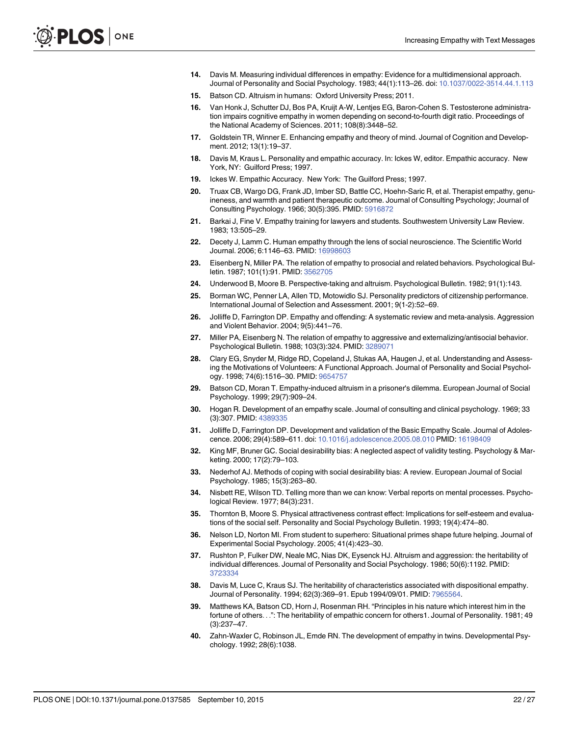14. Davis M. Measuring individual differences in empathy: Evidence for a multidimensional approach. Journal of Personality and Social Psychology. 1983; 44(1):113–26. doi: 10.1037/0022-3514.44.1.113
15. Batson CD. Altruism in humans: Oxford University Press; 2011.
16. Van Honk J, Schutter DJ, Bos PA, Kruijt A-W, Lentjes EG, Baron-Cohen S. Testosterone administration impairs cognitive empathy in women depending on second-to-fourth digit ratio. Proceedings of the National Academy of Sciences. 2011; 108(8):3448–52.
17. Goldstein TR, Winner E. Enhancing empathy and theory of mind. Journal of Cognition and Development. 2012; 13(1):19–37.
18. Davis M, Kraus L. Personality and empathic accuracy. In: Ickes W, editor. Empathic accuracy. New York, NY: Guilford Press; 1997.
19. Ickes W. Empathic Accuracy. New York: The Guilford Press; 1997.
20. Truax CB, Wargo DG, Frank JD, Imber SD, Battle CC, Hoehn-Saric R, et al. Therapist empathy, genuineness, and warmth and patient therapeutic outcome. Journal of Consulting Psychology; Journal of Consulting Psychology. 1966; 30(5):395. PMID: 5916872
21. Barkai J, Fine V. Empathy training for lawyers and students. Southwestern University Law Review. 1983; 13:505–29.
22. Decety J, Lamm C. Human empathy through the lens of social neuroscience. The Scientific World Journal. 2006; 6:1146–63. PMID: 16998603
23. Eisenberg N, Miller PA. The relation of empathy to prosocial and related behaviors. Psychological Bulletin. 1987; 101(1):91. PMID: 3562705
24. Underwood B, Moore B. Perspective-taking and altruism. Psychological Bulletin. 1982; 91(1):143.
25. Borman WC, Penner LA, Allen TD, Motowidlo SJ. Personality predictors of citizenship performance. International Journal of Selection and Assessment. 2001; 9(1-2):52–69.
26. Jolliffe D, Farrington DP. Empathy and offending: A systematic review and meta-analysis. Aggression and Violent Behavior. 2004; 9(5):441–76.
27. Miller PA, Eisenberg N. The relation of empathy to aggressive and externalizing/antisocial behavior. Psychological Bulletin. 1988; 103(3):324. PMID: 3289071
28. Clary EG, Snyder M, Ridge RD, Copeland J, Stukas AA, Haugen J, et al. Understanding and Assessing the Motivations of Volunteers: A Functional Approach. Journal of Personality and Social Psychology. 1998; 74(6):1516–30. PMID: 9654757
29. Batson CD, Moran T. Empathy-induced altruism in a prisoner's dilemma. European Journal of Social Psychology. 1999; 29(7):909–24.
30. Hogan R. Development of an empathy scale. Journal of consulting and clinical psychology. 1969; 33 (3):307. PMID: 4389335
31. Jolliffe D, Farrington DP. Development and validation of the Basic Empathy Scale. Journal of Adolescence. 2006; 29(4):589–611. doi: 10.1016/j.adolescence.2005.08.010 PMID: 16198409
32. King MF, Bruner GC. Social desirability bias: A neglected aspect of validity testing. Psychology & Marketing. 2000; 17(2):79–103.
33. Nederhof AJ. Methods of coping with social desirability bias: A review. European Journal of Social Psychology. 1985; 15(3):263–80.
34. Nisbett RE, Wilson TD. Telling more than we can know: Verbal reports on mental processes. Psychological Review. 1977; 84(3):231.
35. Thornton B, Moore S. Physical attractiveness contrast effect: Implications for self-esteem and evaluations of the social self. Personality and Social Psychology Bulletin. 1993; 19(4):474–80.
36. Nelson LD, Norton MI. From student to superhero: Situational primes shape future helping. Journal of Experimental Social Psychology. 2005; 41(4):423–30.
37. Rushton P, Fulker DW, Neale MC, Nias DK, Eysenck HJ. Altruism and aggression: the heritability of individual differences. Journal of Personality and Social Psychology. 1986; 50(6):1192. PMID: 3723334
38. Davis M, Luce C, Kraus SJ. The heritability of characteristics associated with dispositional empathy. Journal of Personality. 1994; 62(3):369–91. Epub 1994/09/01. PMID: 7965564.
39. Matthews KA, Batson CD, Horn J, Rosenman RH. "Principles in his nature which interest him in the fortune of others. . .": The heritability of empathic concern for others1. Journal of Personality. 1981; 49 (3):237–47.
40. Zahn-Waxler C, Robinson JL, Emde RN. The development of empathy in twins. Developmental Psychology. 1992; 28(6):1038.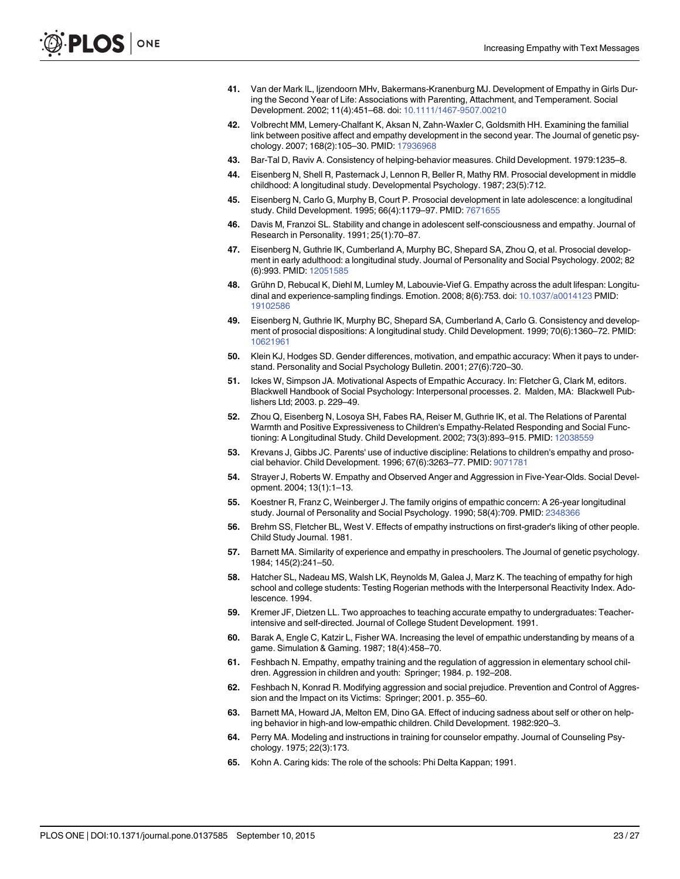41. Van der Mark IL, Ijzendoorn MHv, Bakermans-Kranenburg MJ. Development of Empathy in Girls During the Second Year of Life: Associations with Parenting, Attachment, and Temperament. Social Development. 2002; 11(4):451–68. doi: 10.1111/1467-9507.00210

42. Volbrecht MM, Lemery-Chalfant K, Aksan N, Zahn-Waxler C, Goldsmith HH. Examining the familial link between positive affect and empathy development in the second year. The Journal of genetic psychology. 2007; 168(2):105–30. PMID: 17936968

43. Bar-Tal D, Raviv A. Consistency of helping-behavior measures. Child Development. 1979:1235–8.

44. Eisenberg N, Shell R, Pasternack J, Lennon R, Beller R, Mathy RM. Prosocial development in middle childhood: A longitudinal study. Developmental Psychology. 1987; 23(5):712.

45. Eisenberg N, Carlo G, Murphy B, Court P. Prosocial development in late adolescence: a longitudinal study. Child Development. 1995; 66(4):1179–97. PMID: 7671655

46. Davis M, Franzoi SL. Stability and change in adolescent self-consciousness and empathy. Journal of Research in Personality. 1991; 25(1):70–87.

47. Eisenberg N, Guthrie IK, Cumberland A, Murphy BC, Shepard SA, Zhou Q, et al. Prosocial development in early adulthood: a longitudinal study. Journal of Personality and Social Psychology. 2002; 82 (6):993. PMID: 12051585

48. Grühn D, Rebucal K, Diehl M, Lumley M, Labouvie-Vief G. Empathy across the adult lifespan: Longitudinal and experience-sampling findings. Emotion. 2008; 8(6):753. doi: 10.1037/a0014123 PMID: 19102586

49. Eisenberg N, Guthrie IK, Murphy BC, Shepard SA, Cumberland A, Carlo G. Consistency and development of prosocial dispositions: A longitudinal study. Child Development. 1999; 70(6):1360–72. PMID: 10621961

50. Klein KJ, Hodges SD. Gender differences, motivation, and empathic accuracy: When it pays to understand. Personality and Social Psychology Bulletin. 2001; 27(6):720–30.

51. Ickes W, Simpson JA. Motivational Aspects of Empathic Accuracy. In: Fletcher G, Clark M, editors. Blackwell Handbook of Social Psychology: Interpersonal processes. 2. Malden, MA: Blackwell Publishers Ltd; 2003. p. 229–49.

52. Zhou Q, Eisenberg N, Losoya SH, Fabes RA, Reiser M, Guthrie IK, et al. The Relations of Parental Warmth and Positive Expressiveness to Children's Empathy-Related Responding and Social Functioning: A Longitudinal Study. Child Development. 2002; 73(3):893–915. PMID: 12038559

53. Krevans J, Gibbs JC. Parents' use of inductive discipline: Relations to children's empathy and prosocial behavior. Child Development. 1996; 67(6):3263–77. PMID: 9071781

54. Strayer J, Roberts W. Empathy and Observed Anger and Aggression in Five-Year-Olds. Social Development. 2004; 13(1):1–13.

55. Koestner R, Franz C, Weinberger J. The family origins of empathic concern: A 26-year longitudinal study. Journal of Personality and Social Psychology. 1990; 58(4):709. PMID: 2348366

56. Brehm SS, Fletcher BL, West V. Effects of empathy instructions on first-grader's liking of other people. Child Study Journal. 1981.

57. Barnett MA. Similarity of experience and empathy in preschoolers. The Journal of genetic psychology. 1984; 145(2):241–50.

58. Hatcher SL, Nadeau MS, Walsh LK, Reynolds M, Galea J, Marz K. The teaching of empathy for high school and college students: Testing Rogerian methods with the Interpersonal Reactivity Index. Adolescence. 1994.

59. Kremer JF, Dietzen LL. Two approaches to teaching accurate empathy to undergraduates: Teacher-intensive and self-directed. Journal of College Student Development. 1991.

60. Barak A, Engle C, Katzir L, Fisher WA. Increasing the level of empathic understanding by means of a game. Simulation & Gaming. 1987; 18(4):458–70.

61. Feshbach N. Empathy, empathy training and the regulation of aggression in elementary school children. Aggression in children and youth: Springer; 1984. p. 192–208.

62. Feshbach N, Konrad R. Modifying aggression and social prejudice. Prevention and Control of Aggression and the Impact on its Victims: Springer; 2001. p. 355–60.

63. Barnett MA, Howard JA, Melton EM, Dino GA. Effect of inducing sadness about self or other on helping behavior in high-and low-empathic children. Child Development. 1982:920–3.

64. Perry MA. Modeling and instructions in training for counselor empathy. Journal of Counseling Psychology. 1975; 22(3):173.

65. Kohn A. Caring kids: The role of the schools: Phi Delta Kappan; 1991.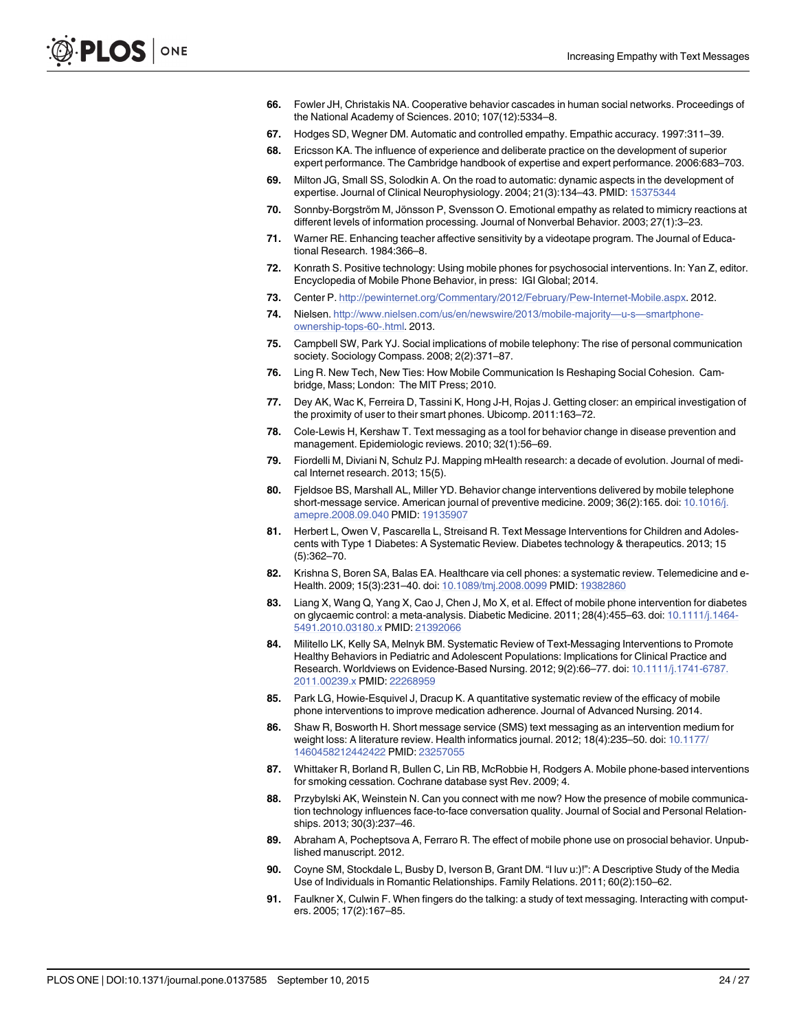66. Fowler JH, Christakis NA. Cooperative behavior cascades in human social networks. Proceedings of the National Academy of Sciences. 2010; 107(12):5334–8.
67. Hodges SD, Wegner DM. Automatic and controlled empathy. Empathic accuracy. 1997:311–39.
68. Ericsson KA. The influence of experience and deliberate practice on the development of superior expert performance. The Cambridge handbook of expertise and expert performance. 2006:683–703.
69. Milton JG, Small SS, Solodkin A. On the road to automatic: dynamic aspects in the development of expertise. Journal of Clinical Neurophysiology. 2004; 21(3):134–43. PMID: 15375344
70. Sonnby-Borgström M, Jönsson P, Svensson O. Emotional empathy as related to mimicry reactions at different levels of information processing. Journal of Nonverbal Behavior. 2003; 27(1):3–23.
71. Warner RE. Enhancing teacher affective sensitivity by a videotape program. The Journal of Educational Research. 1984:366–8.
72. Konrath S. Positive technology: Using mobile phones for psychosocial interventions. In: Yan Z, editor. Encyclopedia of Mobile Phone Behavior, in press: IGI Global; 2014.
73. Center P. http://pewinternet.org/Commentary/2012/February/Pew-Internet-Mobile.aspx. 2012.
74. Nielsen. http://www.nielsen.com/us/en/newswire/2013/mobile-majority—u-s—smartphone-ownership-tops-60-.html. 2013.
75. Campbell SW, Park YJ. Social implications of mobile telephony: The rise of personal communication society. Sociology Compass. 2008; 2(2):371–87.
76. Ling R. New Tech, New Ties: How Mobile Communication Is Reshaping Social Cohesion. Cambridge, Mass; London: The MIT Press; 2010.
77. Dey AK, Wac K, Ferreira D, Tassini K, Hong J-H, Rojas J. Getting closer: an empirical investigation of the proximity of user to their smart phones. Ubicomp. 2011:163–72.
78. Cole-Lewis H, Kershaw T. Text messaging as a tool for behavior change in disease prevention and management. Epidemiologic reviews. 2010; 32(1):56–69.
79. Fiordelli M, Diviani N, Schulz PJ. Mapping mHealth research: a decade of evolution. Journal of medical Internet research. 2013; 15(5).
80. Fjeldsoe BS, Marshall AL, Miller YD. Behavior change interventions delivered by mobile telephone short-message service. American journal of preventive medicine. 2009; 36(2):165. doi: 10.1016/j.amepre.2008.09.040 PMID: 19135907
81. Herbert L, Owen V, Pascarella L, Streisand R. Text Message Interventions for Children and Adolescents with Type 1 Diabetes: A Systematic Review. Diabetes technology & therapeutics. 2013; 15 (5):362–70.
82. Krishna S, Boren SA, Balas EA. Healthcare via cell phones: a systematic review. Telemedicine and e-Health. 2009; 15(3):231–40. doi: 10.1089/tmj.2008.0099 PMID: 19382860
83. Liang X, Wang Q, Yang X, Cao J, Chen J, Mo X, et al. Effect of mobile phone intervention for diabetes on glycaemic control: a meta-analysis. Diabetic Medicine. 2011; 28(4):455–63. doi: 10.1111/j.1464-5491.2010.03180.x PMID: 21392066
84. Militello LK, Kelly SA, Melnyk BM. Systematic Review of Text-Messaging Interventions to Promote Healthy Behaviors in Pediatric and Adolescent Populations: Implications for Clinical Practice and Research. Worldviews on Evidence-Based Nursing. 2012; 9(2):66–77. doi: 10.1111/j.1741-6787.2011.00239.x PMID: 22268959
85. Park LG, Howie-Esquivel J, Dracup K. A quantitative systematic review of the efficacy of mobile phone interventions to improve medication adherence. Journal of Advanced Nursing. 2014.
86. Shaw R, Bosworth H. Short message service (SMS) text messaging as an intervention medium for weight loss: A literature review. Health informatics journal. 2012; 18(4):235–50. doi: 10.1177/1460458212442422 PMID: 23257055
87. Whittaker R, Borland R, Bullen C, Lin RB, McRobbie H, Rodgers A. Mobile phone-based interventions for smoking cessation. Cochrane database syst Rev. 2009; 4.
88. Przybylski AK, Weinstein N. Can you connect with me now? How the presence of mobile communication technology influences face-to-face conversation quality. Journal of Social and Personal Relationships. 2013; 30(3):237–46.
89. Abraham A, Pocheptsova A, Ferraro R. The effect of mobile phone use on prosocial behavior. Unpublished manuscript. 2012.
90. Coyne SM, Stockdale L, Busby D, Iverson B, Grant DM. "I luv u:)!": A Descriptive Study of the Media Use of Individuals in Romantic Relationships. Family Relations. 2011; 60(2):150–62.
91. Faulkner X, Culwin F. When fingers do the talking: a study of text messaging. Interacting with computers. 2005; 17(2):167–85.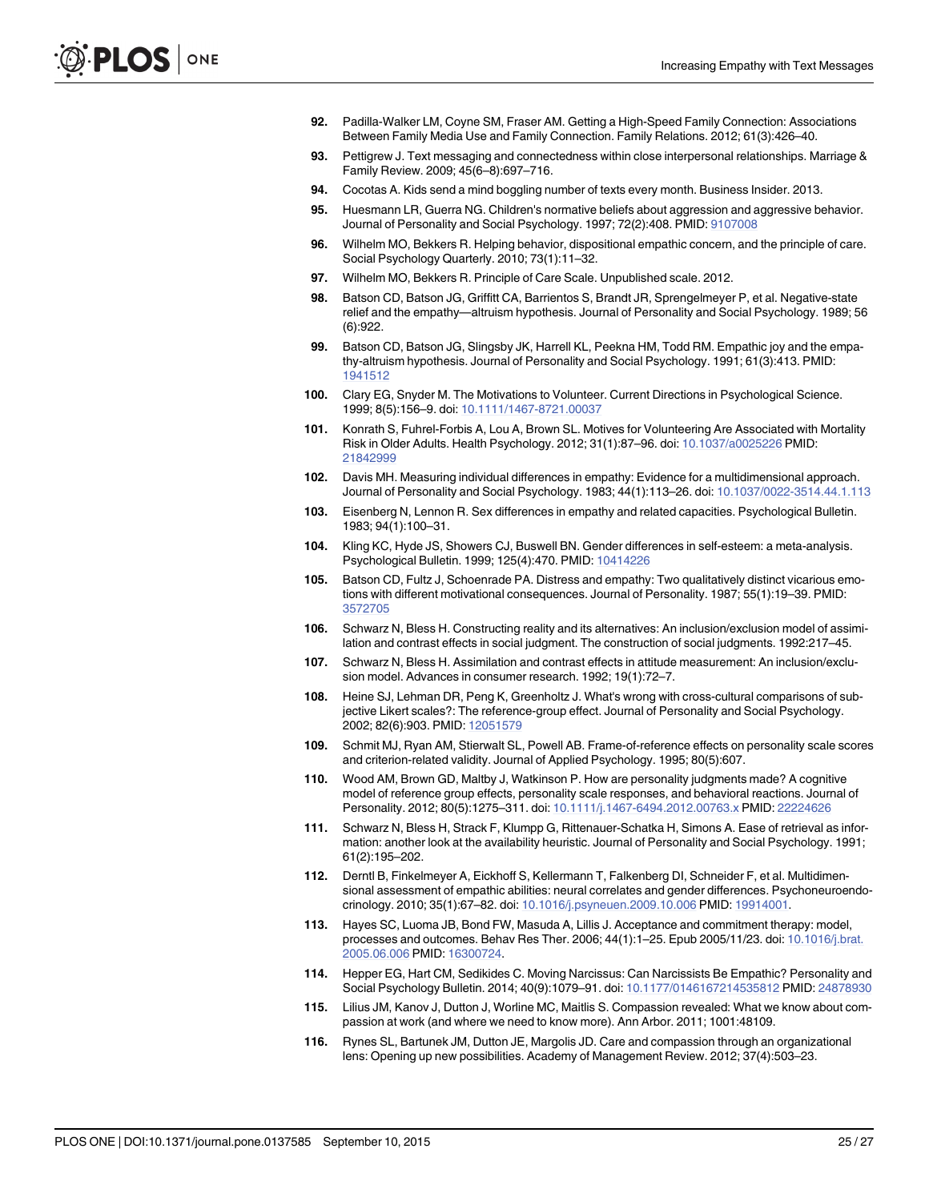92. Padilla-Walker LM, Coyne SM, Fraser AM. Getting a High-Speed Family Connection: Associations Between Family Media Use and Family Connection. Family Relations. 2012; 61(3):426–40.
93. Pettigrew J. Text messaging and connectedness within close interpersonal relationships. Marriage & Family Review. 2009; 45(6–8):697–716.
94. Cocotas A. Kids send a mind boggling number of texts every month. Business Insider. 2013.
95. Huesmann LR, Guerra NG. Children's normative beliefs about aggression and aggressive behavior. Journal of Personality and Social Psychology. 1997; 72(2):408. PMID: 9107008
96. Wilhelm MO, Bekkers R. Helping behavior, dispositional empathic concern, and the principle of care. Social Psychology Quarterly. 2010; 73(1):11–32.
97. Wilhelm MO, Bekkers R. Principle of Care Scale. Unpublished scale. 2012.
98. Batson CD, Batson JG, Griffitt CA, Barrientos S, Brandt JR, Sprengelmeyer P, et al. Negative-state relief and the empathy—altruism hypothesis. Journal of Personality and Social Psychology. 1989; 56 (6):922.
99. Batson CD, Batson JG, Slingsby JK, Harrell KL, Peekna HM, Todd RM. Empathic joy and the empathy-altruism hypothesis. Journal of Personality and Social Psychology. 1991; 61(3):413. PMID: 1941512
100. Clary EG, Snyder M. The Motivations to Volunteer. Current Directions in Psychological Science. 1999; 8(5):156–9. doi: 10.1111/1467-8721.00037
101. Konrath S, Fuhrel-Forbis A, Lou A, Brown SL. Motives for Volunteering Are Associated with Mortality Risk in Older Adults. Health Psychology. 2012; 31(1):87–96. doi: 10.1037/a0025226 PMID: 21842999
102. Davis MH. Measuring individual differences in empathy: Evidence for a multidimensional approach. Journal of Personality and Social Psychology. 1983; 44(1):113–26. doi: 10.1037/0022-3514.44.1.113
103. Eisenberg N, Lennon R. Sex differences in empathy and related capacities. Psychological Bulletin. 1983; 94(1):100–31.
104. Kling KC, Hyde JS, Showers CJ, Buswell BN. Gender differences in self-esteem: a meta-analysis. Psychological Bulletin. 1999; 125(4):470. PMID: 10414226
105. Batson CD, Fultz J, Schoenrade PA. Distress and empathy: Two qualitatively distinct vicarious emotions with different motivational consequences. Journal of Personality. 1987; 55(1):19–39. PMID: 3572705
106. Schwarz N, Bless H. Constructing reality and its alternatives: An inclusion/exclusion model of assimilation and contrast effects in social judgment. The construction of social judgments. 1992:217–45.
107. Schwarz N, Bless H. Assimilation and contrast effects in attitude measurement: An inclusion/exclusion model. Advances in consumer research. 1992; 19(1):72–7.
108. Heine SJ, Lehman DR, Peng K, Greenholtz J. What's wrong with cross-cultural comparisons of subjective Likert scales?: The reference-group effect. Journal of Personality and Social Psychology. 2002; 82(6):903. PMID: 12051579
109. Schmit MJ, Ryan AM, Stierwalt SL, Powell AB. Frame-of-reference effects on personality scale scores and criterion-related validity. Journal of Applied Psychology. 1995; 80(5):607.
110. Wood AM, Brown GD, Maltby J, Watkinson P. How are personality judgments made? A cognitive model of reference group effects, personality scale responses, and behavioral reactions. Journal of Personality. 2012; 80(5):1275–311. doi: 10.1111/j.1467-6494.2012.00763.x PMID: 22224626
111. Schwarz N, Bless H, Strack F, Klumpp G, Rittenauer-Schatka H, Simons A. Ease of retrieval as information: another look at the availability heuristic. Journal of Personality and Social Psychology. 1991; 61(2):195–202.
112. Derntl B, Finkelmeyer A, Eickhoff S, Kellermann T, Falkenberg DI, Schneider F, et al. Multidimensional assessment of empathic abilities: neural correlates and gender differences. Psychoneuroendocrinology. 2010; 35(1):67–82. doi: 10.1016/j.psyneuen.2009.10.006 PMID: 19914001.
113. Hayes SC, Luoma JB, Bond FW, Masuda A, Lillis J. Acceptance and commitment therapy: model, processes and outcomes. Behav Res Ther. 2006; 44(1):1–25. Epub 2005/11/23. doi: 10.1016/j.brat.2005.06.006 PMID: 16300724.
114. Hepper EG, Hart CM, Sedikides C. Moving Narcissus: Can Narcissists Be Empathic? Personality and Social Psychology Bulletin. 2014; 40(9):1079–91. doi: 10.1177/0146167214535812 PMID: 24878930
115. Lilius JM, Kanov J, Dutton J, Worline MC, Maitlis S. Compassion revealed: What we know about compassion at work (and where we need to know more). Ann Arbor. 2011; 1001:48109.
116. Rynes SL, Bartunek JM, Dutton JE, Margolis JD. Care and compassion through an organizational lens: Opening up new possibilities. Academy of Management Review. 2012; 37(4):503–23.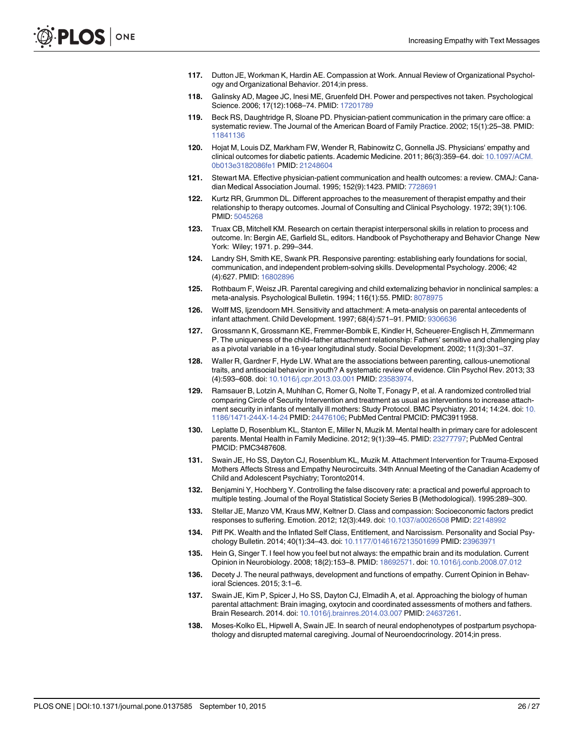117. Dutton JE, Workman K, Hardin AE. Compassion at Work. Annual Review of Organizational Psychology and Organizational Behavior. 2014;in press.

118. Galinsky AD, Magee JC, Inesi ME, Gruenfeld DH. Power and perspectives not taken. Psychological Science. 2006; 17(12):1068–74. PMID: 17201789

119. Beck RS, Daughtridge R, Sloane PD. Physician-patient communication in the primary care office: a systematic review. The Journal of the American Board of Family Practice. 2002; 15(1):25–38. PMID: 11841136

120. Hojat M, Louis DZ, Markham FW, Wender R, Rabinowitz C, Gonnella JS. Physicians' empathy and clinical outcomes for diabetic patients. Academic Medicine. 2011; 86(3):359–64. doi: 10.1097/ACM.0b013e3182086fe1 PMID: 21248604

121. Stewart MA. Effective physician-patient communication and health outcomes: a review. CMAJ: Canadian Medical Association Journal. 1995; 152(9):1423. PMID: 7728691

122. Kurtz RR, Grummon DL. Different approaches to the measurement of therapist empathy and their relationship to therapy outcomes. Journal of Consulting and Clinical Psychology. 1972; 39(1):106. PMID: 5045268

123. Truax CB, Mitchell KM. Research on certain therapist interpersonal skills in relation to process and outcome. In: Bergin AE, Garfield SL, editors. Handbook of Psychotherapy and Behavior Change New York: Wiley; 1971. p. 299–344.

124. Landry SH, Smith KE, Swank PR. Responsive parenting: establishing early foundations for social, communication, and independent problem-solving skills. Developmental Psychology. 2006; 42 (4):627. PMID: 16802896

125. Rothbaum F, Weisz JR. Parental caregiving and child externalizing behavior in nonclinical samples: a meta-analysis. Psychological Bulletin. 1994; 116(1):55. PMID: 8078975

126. Wolff MS, Ijzendoorn MH. Sensitivity and attachment: A meta-analysis on parental antecedents of infant attachment. Child Development. 1997; 68(4):571–91. PMID: 9306636

127. Grossmann K, Grossmann KE, Fremmer-Bombik E, Kindler H, Scheuerer-Englisch H, Zimmermann P. The uniqueness of the child–father attachment relationship: Fathers' sensitive and challenging play as a pivotal variable in a 16-year longitudinal study. Social Development. 2002; 11(3):301–37.

128. Waller R, Gardner F, Hyde LW. What are the associations between parenting, callous-unemotional traits, and antisocial behavior in youth? A systematic review of evidence. Clin Psychol Rev. 2013; 33 (4):593–608. doi: 10.1016/j.cpr.2013.03.001 PMID: 23583974.

129. Ramsauer B, Lotzin A, Muhlhan C, Romer G, Nolte T, Fonagy P, et al. A randomized controlled trial comparing Circle of Security Intervention and treatment as usual as interventions to increase attachment security in infants of mentally ill mothers: Study Protocol. BMC Psychiatry. 2014; 14:24. doi: 10.1186/1471-244X-14-24 PMID: 24476106; PubMed Central PMCID: PMC3911958.

130. Leplatte D, Rosenblum KL, Stanton E, Miller N, Muzik M. Mental health in primary care for adolescent parents. Mental Health in Family Medicine. 2012; 9(1):39–45. PMID: 23277797; PubMed Central PMCID: PMC3487608.

131. Swain JE, Ho SS, Dayton CJ, Rosenblum KL, Muzik M. Attachment Intervention for Trauma-Exposed Mothers Affects Stress and Empathy Neurocircuits. 34th Annual Meeting of the Canadian Academy of Child and Adolescent Psychiatry; Toronto2014.

132. Benjamini Y, Hochberg Y. Controlling the false discovery rate: a practical and powerful approach to multiple testing. Journal of the Royal Statistical Society Series B (Methodological). 1995:289–300.

133. Stellar JE, Manzo VM, Kraus MW, Keltner D. Class and compassion: Socioeconomic factors predict responses to suffering. Emotion. 2012; 12(3):449. doi: 10.1037/a0026508 PMID: 22148992

134. Piff PK. Wealth and the Inflated Self Class, Entitlement, and Narcissism. Personality and Social Psychology Bulletin. 2014; 40(1):34–43. doi: 10.1177/0146167213501699 PMID: 23963971

135. Hein G, Singer T. I feel how you feel but not always: the empathic brain and its modulation. Current Opinion in Neurobiology. 2008; 18(2):153–8. PMID: 18692571. doi: 10.1016/j.conb.2008.07.012

136. Decety J. The neural pathways, development and functions of empathy. Current Opinion in Behavioral Sciences. 2015; 3:1–6.

137. Swain JE, Kim P, Spicer J, Ho SS, Dayton CJ, Elmadih A, et al. Approaching the biology of human parental attachment: Brain imaging, oxytocin and coordinated assessments of mothers and fathers. Brain Research. 2014. doi: 10.1016/j.brainres.2014.03.007 PMID: 24637261.

138. Moses-Kolko EL, Hipwell A, Swain JE. In search of neural endophenotypes of postpartum psychopathology and disrupted maternal caregiving. Journal of Neuroendocrinology. 2014;in press.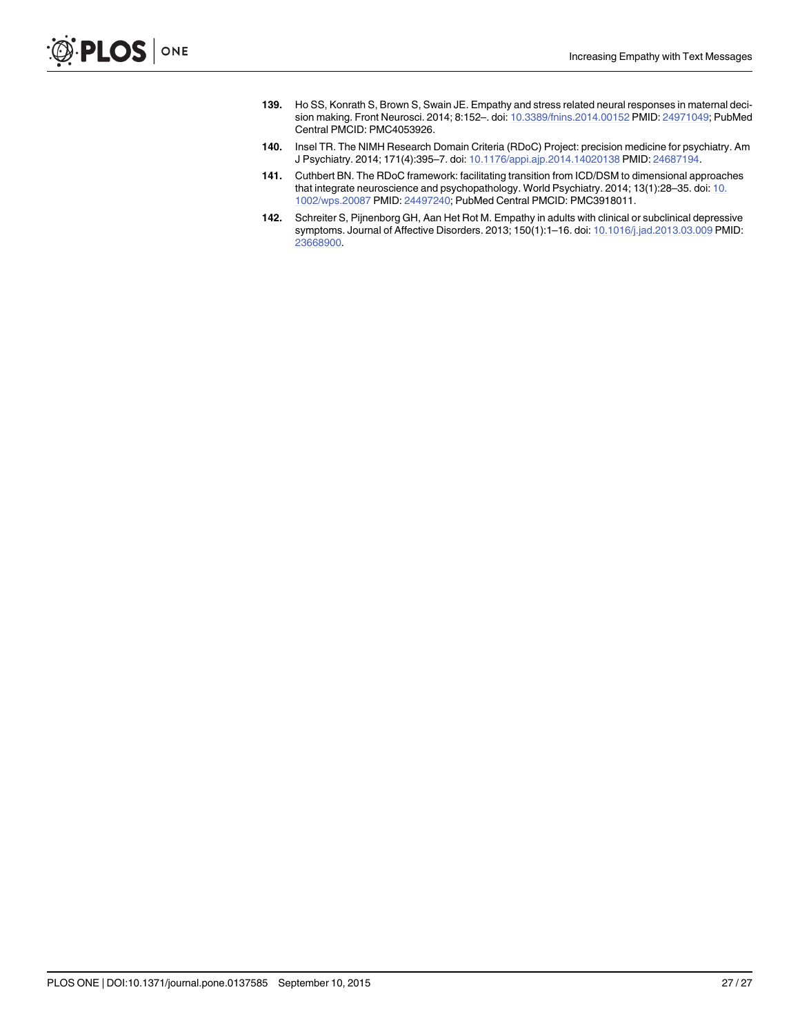139. Ho SS, Konrath S, Brown S, Swain JE. Empathy and stress related neural responses in maternal decision making. Front Neurosci. 2014; 8:152–. doi: 10.3389/fnins.2014.00152 PMID: 24971049; PubMed Central PMCID: PMC4053926.

140. Insel TR. The NIMH Research Domain Criteria (RDoC) Project: precision medicine for psychiatry. Am J Psychiatry. 2014; 171(4):395–7. doi: 10.1176/appi.ajp.2014.14020138 PMID: 24687194.

141. Cuthbert BN. The RDoC framework: facilitating transition from ICD/DSM to dimensional approaches that integrate neuroscience and psychopathology. World Psychiatry. 2014; 13(1):28–35. doi: 10.1002/wps.20087 PMID: 24497240; PubMed Central PMCID: PMC3918011.

142. Schreiter S, Pijnenborg GH, Aan Het Rot M. Empathy in adults with clinical or subclinical depressive symptoms. Journal of Affective Disorders. 2013; 150(1):1–16. doi: 10.1016/j.jad.2013.03.009 PMID: 23668900.